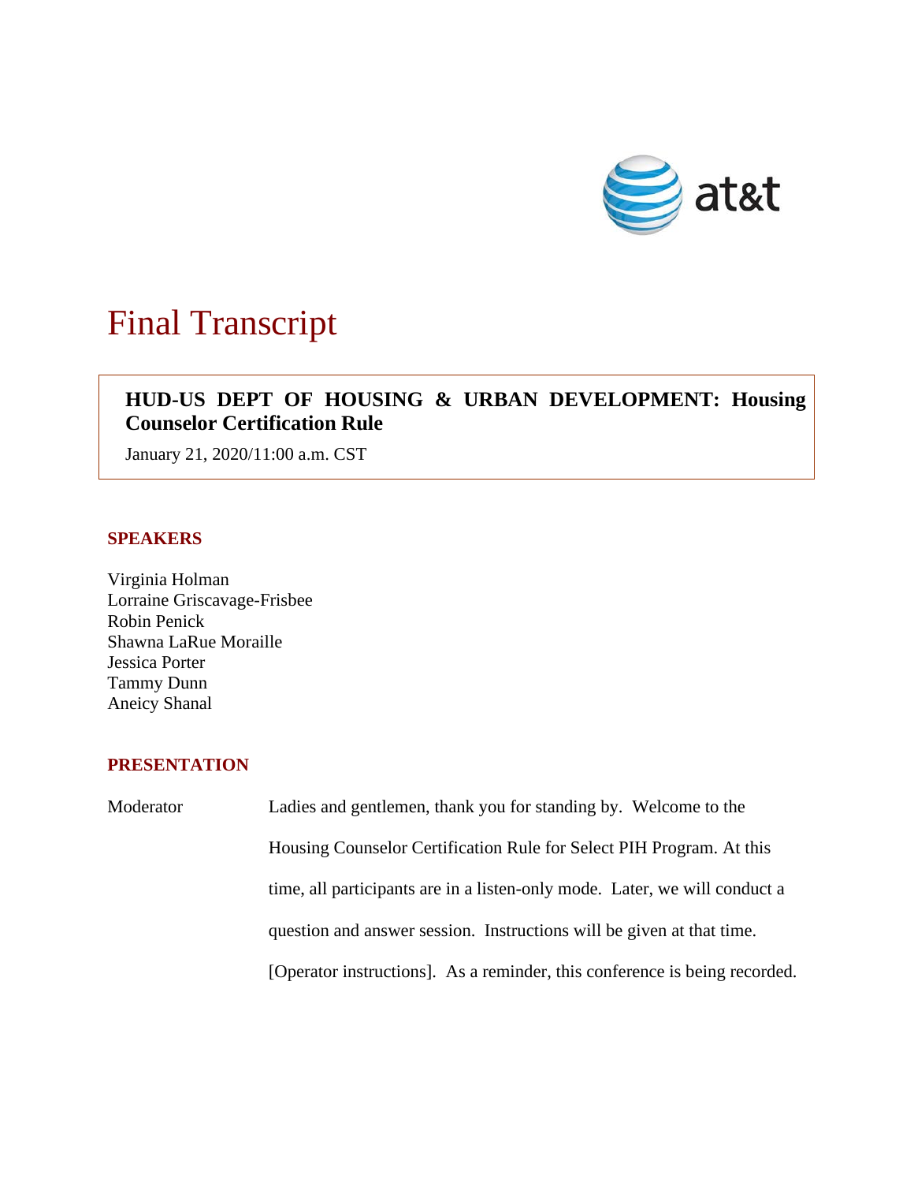# Final Transcript

**HUD-US DEPT OF HOUSING & URBAN DEVELOPMENT: Housing Counselor Certification Rule**

January 21, 2020/11:00 a.m. CST

## SPEAKERS

Virginia Holman
Lorraine Griscavage-Frisbee
Robin Penick
Shawna LaRue Moraille
Jessica Porter
Tammy Dunn
Aneicy Shanal

## PRESENTATION

Moderator: Ladies and gentlemen, thank you for standing by. Welcome to the Housing Counselor Certification Rule for Select PIH Program. At this time, all participants are in a listen-only mode. Later, we will conduct a question and answer session. Instructions will be given at that time. [Operator instructions]. As a reminder, this conference is being recorded.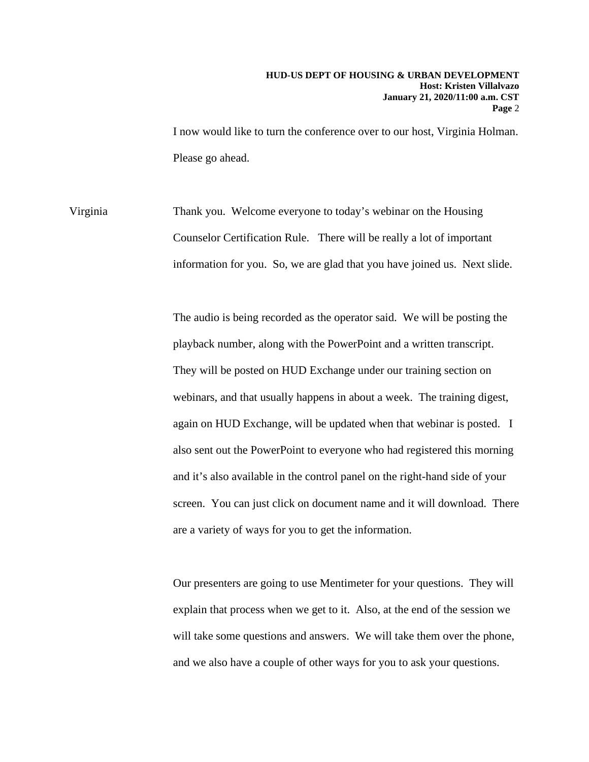I now would like to turn the conference over to our host, Virginia Holman. Please go ahead.

Virginia: Thank you. Welcome everyone to today's webinar on the Housing Counselor Certification Rule. There will be really a lot of important information for you. So, we are glad that you have joined us. Next slide.

The audio is being recorded as the operator said. We will be posting the playback number, along with the PowerPoint and a written transcript. They will be posted on HUD Exchange under our training section on webinars, and that usually happens in about a week. The training digest, again on HUD Exchange, will be updated when that webinar is posted. I also sent out the PowerPoint to everyone who had registered this morning and it's also available in the control panel on the right-hand side of your screen. You can just click on document name and it will download. There are a variety of ways for you to get the information.

Our presenters are going to use Mentimeter for your questions. They will explain that process when we get to it. Also, at the end of the session we will take some questions and answers. We will take them over the phone, and we also have a couple of other ways for you to ask your questions.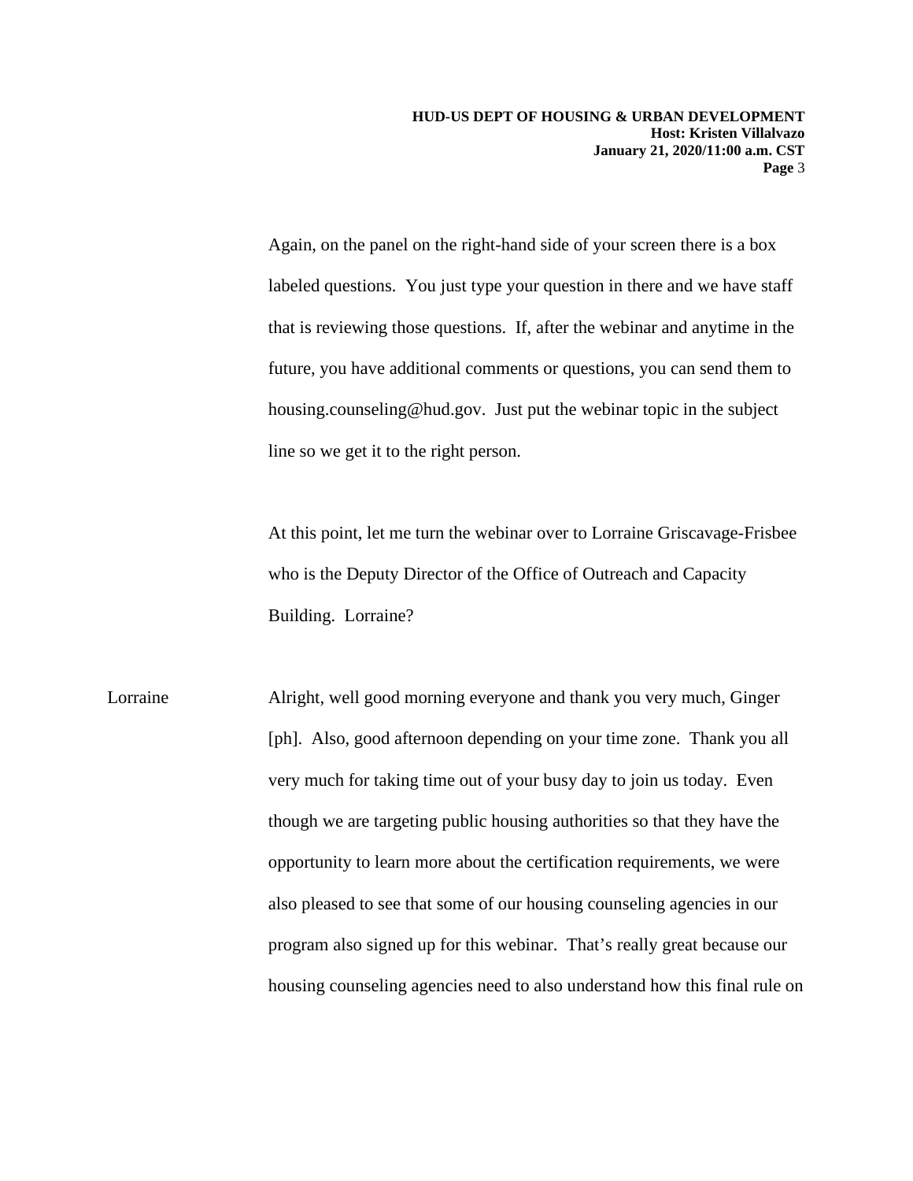Again, on the panel on the right-hand side of your screen there is a box labeled questions. You just type your question in there and we have staff that is reviewing those questions. If, after the webinar and anytime in the future, you have additional comments or questions, you can send them to housing.counseling@hud.gov. Just put the webinar topic in the subject line so we get it to the right person.

At this point, let me turn the webinar over to Lorraine Griscavage-Frisbee who is the Deputy Director of the Office of Outreach and Capacity Building. Lorraine?

Lorraine: Alright, well good morning everyone and thank you very much, Ginger [ph]. Also, good afternoon depending on your time zone. Thank you all very much for taking time out of your busy day to join us today. Even though we are targeting public housing authorities so that they have the opportunity to learn more about the certification requirements, we were also pleased to see that some of our housing counseling agencies in our program also signed up for this webinar. That's really great because our housing counseling agencies need to also understand how this final rule on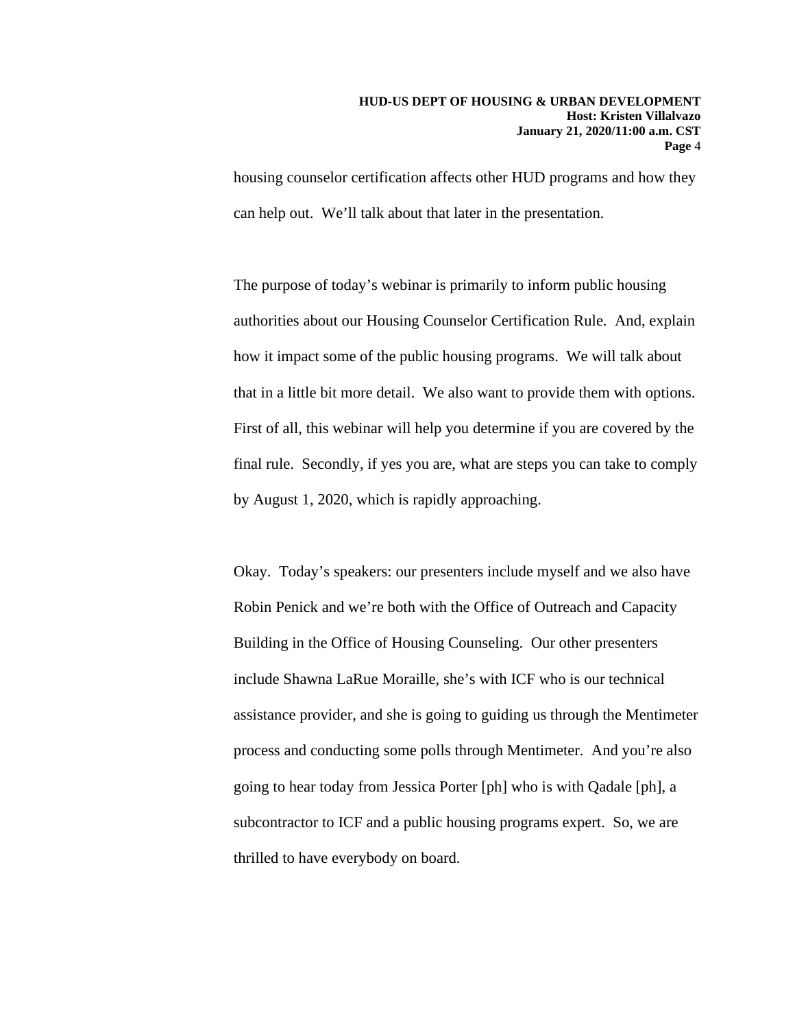housing counselor certification affects other HUD programs and how they can help out. We'll talk about that later in the presentation.

The purpose of today's webinar is primarily to inform public housing authorities about our Housing Counselor Certification Rule. And, explain how it impact some of the public housing programs. We will talk about that in a little bit more detail. We also want to provide them with options. First of all, this webinar will help you determine if you are covered by the final rule. Secondly, if yes you are, what are steps you can take to comply by August 1, 2020, which is rapidly approaching.

Okay. Today's speakers: our presenters include myself and we also have Robin Penick and we're both with the Office of Outreach and Capacity Building in the Office of Housing Counseling. Our other presenters include Shawna LaRue Moraille, she's with ICF who is our technical assistance provider, and she is going to guiding us through the Mentimeter process and conducting some polls through Mentimeter. And you're also going to hear today from Jessica Porter [ph] who is with Qadale [ph], a subcontractor to ICF and a public housing programs expert. So, we are thrilled to have everybody on board.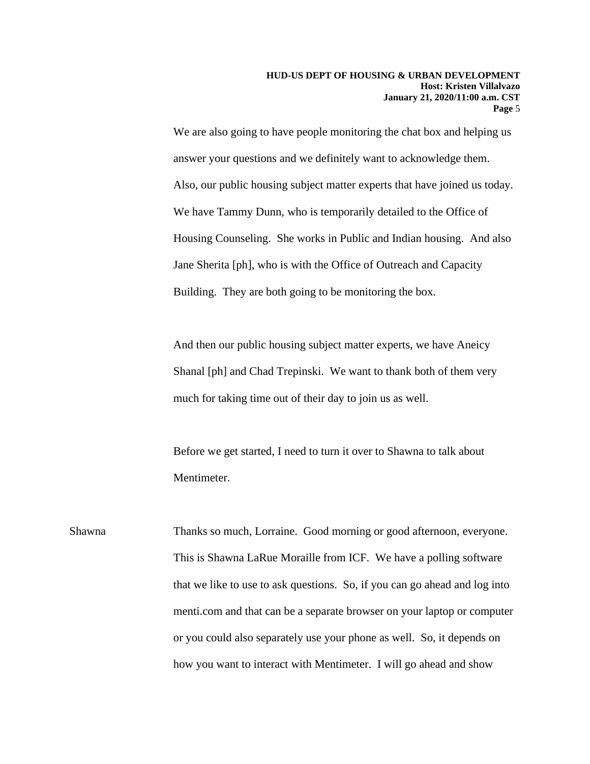We are also going to have people monitoring the chat box and helping us answer your questions and we definitely want to acknowledge them. Also, our public housing subject matter experts that have joined us today. We have Tammy Dunn, who is temporarily detailed to the Office of Housing Counseling. She works in Public and Indian housing. And also Jane Sherita [ph], who is with the Office of Outreach and Capacity Building. They are both going to be monitoring the box.

And then our public housing subject matter experts, we have Aneicy Shanal [ph] and Chad Trepinski. We want to thank both of them very much for taking time out of their day to join us as well.

Before we get started, I need to turn it over to Shawna to talk about Mentimeter.

Shawna Thanks so much, Lorraine. Good morning or good afternoon, everyone. This is Shawna LaRue Moraille from ICF. We have a polling software that we like to use to ask questions. So, if you can go ahead and log into menti.com and that can be a separate browser on your laptop or computer or you could also separately use your phone as well. So, it depends on how you want to interact with Mentimeter. I will go ahead and show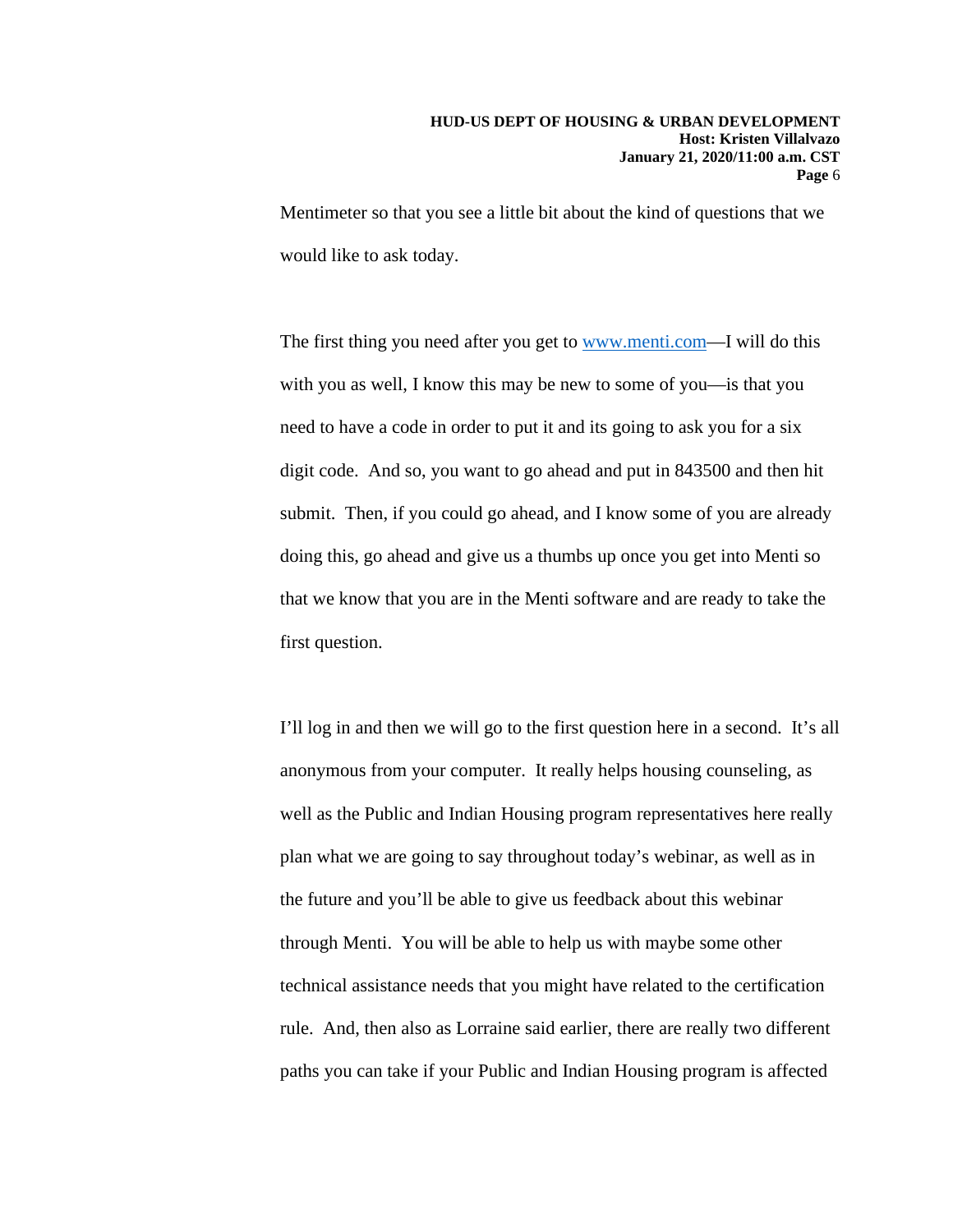Mentimeter so that you see a little bit about the kind of questions that we would like to ask today.

The first thing you need after you get to [www.menti.com](www.menti.com)—I will do this with you as well, I know this may be new to some of you—is that you need to have a code in order to put it and its going to ask you for a six digit code. And so, you want to go ahead and put in 843500 and then hit submit. Then, if you could go ahead, and I know some of you are already doing this, go ahead and give us a thumbs up once you get into Menti so that we know that you are in the Menti software and are ready to take the first question.

I'll log in and then we will go to the first question here in a second. It's all anonymous from your computer. It really helps housing counseling, as well as the Public and Indian Housing program representatives here really plan what we are going to say throughout today's webinar, as well as in the future and you'll be able to give us feedback about this webinar through Menti. You will be able to help us with maybe some other technical assistance needs that you might have related to the certification rule. And, then also as Lorraine said earlier, there are really two different paths you can take if your Public and Indian Housing program is affected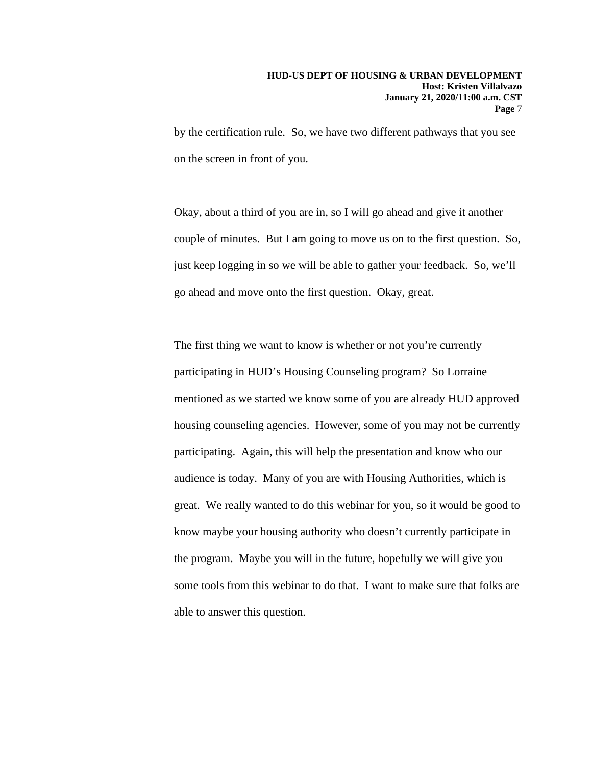by the certification rule. So, we have two different pathways that you see on the screen in front of you.

Okay, about a third of you are in, so I will go ahead and give it another couple of minutes. But I am going to move us on to the first question. So, just keep logging in so we will be able to gather your feedback. So, we'll go ahead and move onto the first question. Okay, great.

The first thing we want to know is whether or not you're currently participating in HUD's Housing Counseling program? So Lorraine mentioned as we started we know some of you are already HUD approved housing counseling agencies. However, some of you may not be currently participating. Again, this will help the presentation and know who our audience is today. Many of you are with Housing Authorities, which is great. We really wanted to do this webinar for you, so it would be good to know maybe your housing authority who doesn't currently participate in the program. Maybe you will in the future, hopefully we will give you some tools from this webinar to do that. I want to make sure that folks are able to answer this question.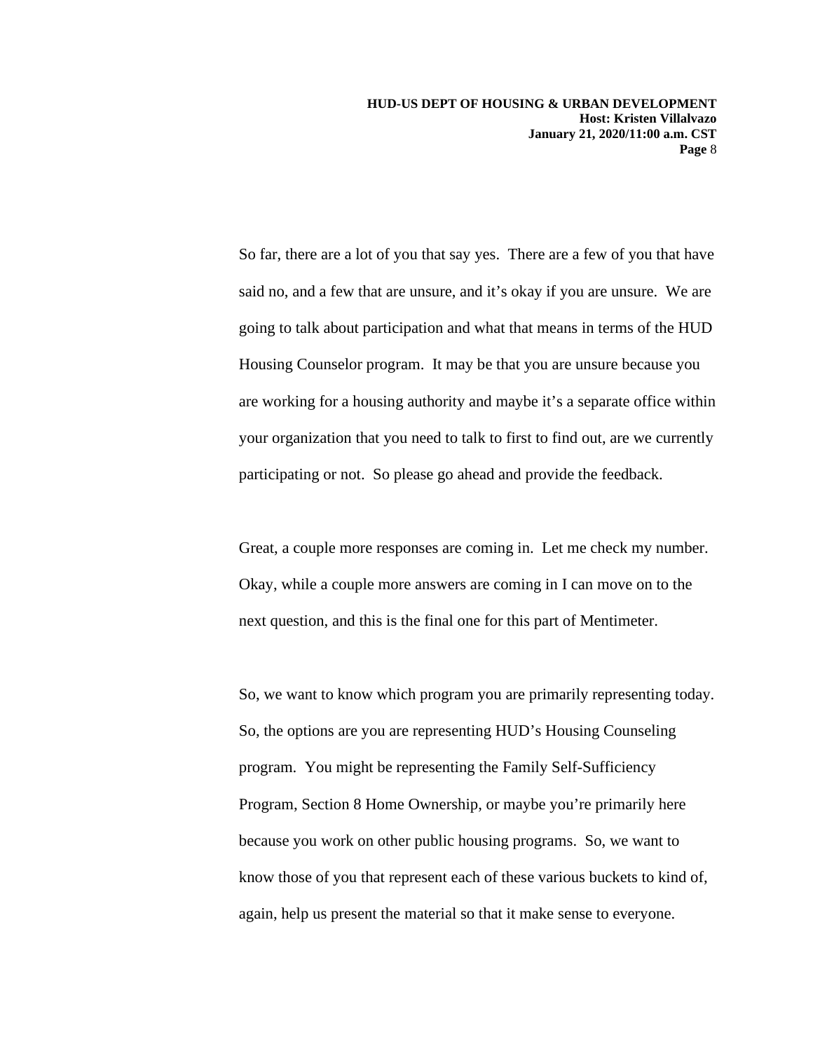So far, there are a lot of you that say yes. There are a few of you that have said no, and a few that are unsure, and it's okay if you are unsure. We are going to talk about participation and what that means in terms of the HUD Housing Counselor program. It may be that you are unsure because you are working for a housing authority and maybe it's a separate office within your organization that you need to talk to first to find out, are we currently participating or not. So please go ahead and provide the feedback.

Great, a couple more responses are coming in. Let me check my number. Okay, while a couple more answers are coming in I can move on to the next question, and this is the final one for this part of Mentimeter.

So, we want to know which program you are primarily representing today. So, the options are you are representing HUD's Housing Counseling program. You might be representing the Family Self-Sufficiency Program, Section 8 Home Ownership, or maybe you're primarily here because you work on other public housing programs. So, we want to know those of you that represent each of these various buckets to kind of, again, help us present the material so that it make sense to everyone.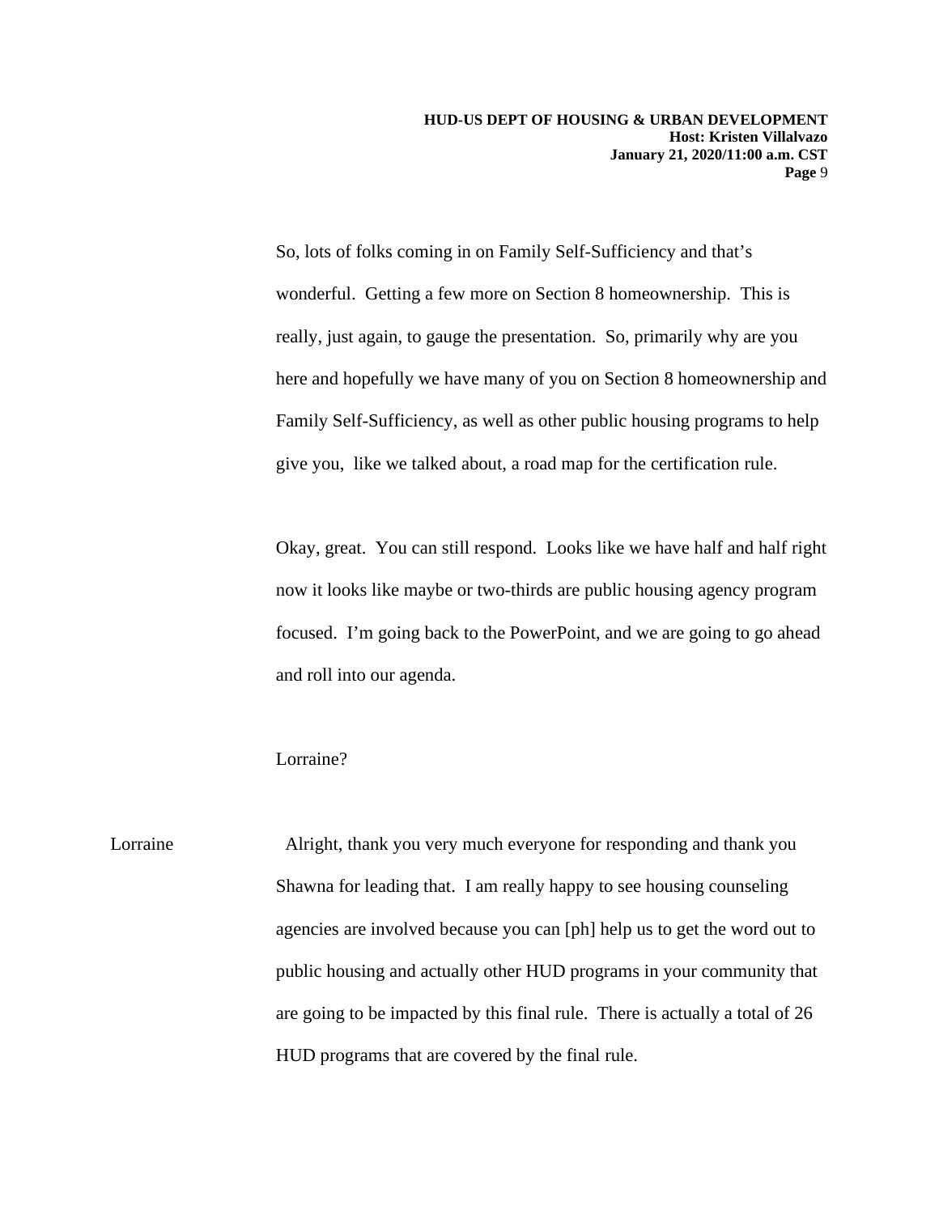So, lots of folks coming in on Family Self-Sufficiency and that's wonderful. Getting a few more on Section 8 homeownership. This is really, just again, to gauge the presentation. So, primarily why are you here and hopefully we have many of you on Section 8 homeownership and Family Self-Sufficiency, as well as other public housing programs to help give you, like we talked about, a road map for the certification rule.

Okay, great. You can still respond. Looks like we have half and half right now it looks like maybe or two-thirds are public housing agency program focused. I'm going back to the PowerPoint, and we are going to go ahead and roll into our agenda.

Lorraine?

Lorraine Alright, thank you very much everyone for responding and thank you Shawna for leading that. I am really happy to see housing counseling agencies are involved because you can [ph] help us to get the word out to public housing and actually other HUD programs in your community that are going to be impacted by this final rule. There is actually a total of 26 HUD programs that are covered by the final rule.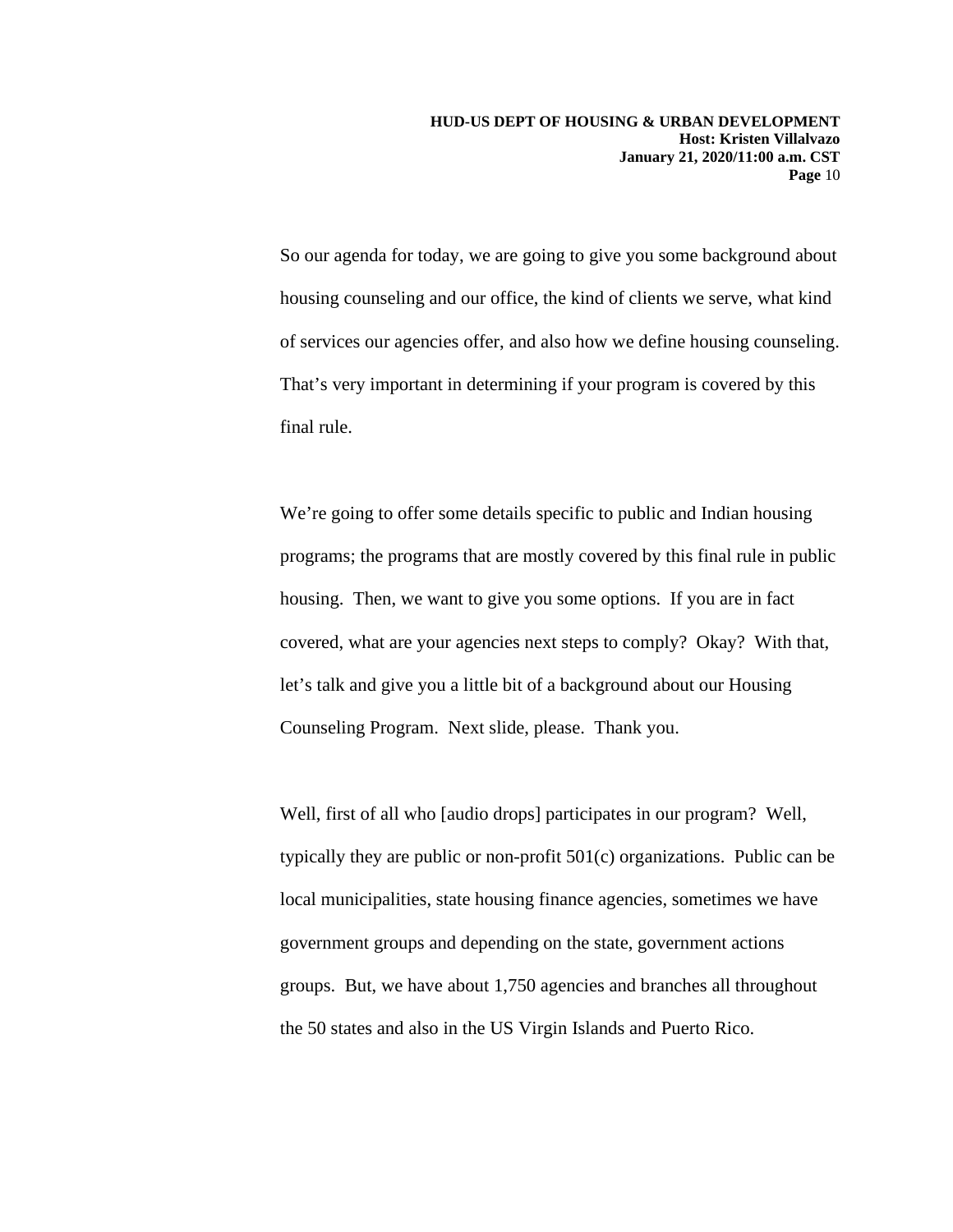So our agenda for today, we are going to give you some background about housing counseling and our office, the kind of clients we serve, what kind of services our agencies offer, and also how we define housing counseling. That's very important in determining if your program is covered by this final rule.

We're going to offer some details specific to public and Indian housing programs; the programs that are mostly covered by this final rule in public housing. Then, we want to give you some options. If you are in fact covered, what are your agencies next steps to comply? Okay? With that, let's talk and give you a little bit of a background about our Housing Counseling Program. Next slide, please. Thank you.

Well, first of all who [audio drops] participates in our program? Well, typically they are public or non-profit 501(c) organizations. Public can be local municipalities, state housing finance agencies, sometimes we have government groups and depending on the state, government actions groups. But, we have about 1,750 agencies and branches all throughout the 50 states and also in the US Virgin Islands and Puerto Rico.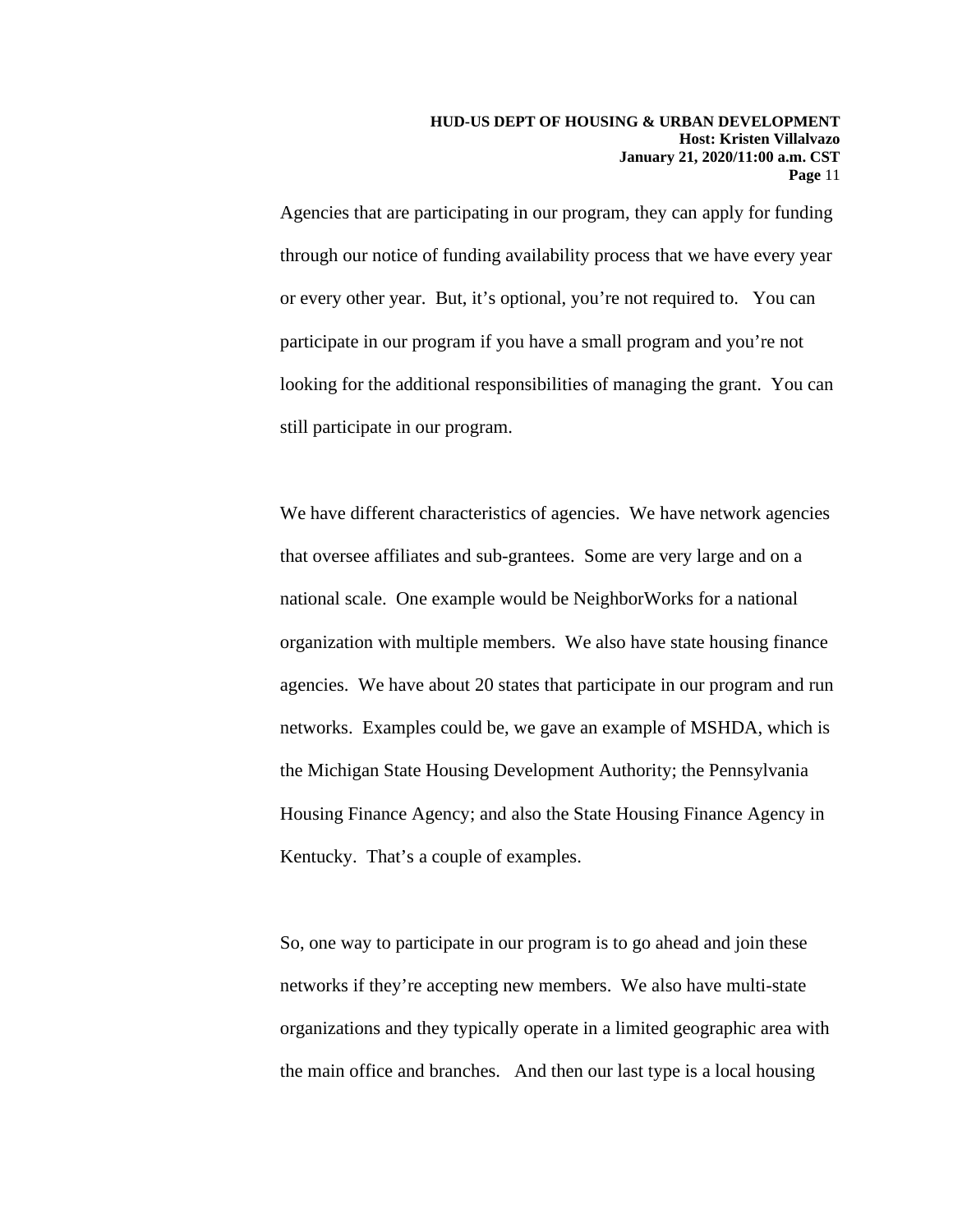Agencies that are participating in our program, they can apply for funding through our notice of funding availability process that we have every year or every other year. But, it's optional, you're not required to. You can participate in our program if you have a small program and you're not looking for the additional responsibilities of managing the grant. You can still participate in our program.

We have different characteristics of agencies. We have network agencies that oversee affiliates and sub-grantees. Some are very large and on a national scale. One example would be NeighborWorks for a national organization with multiple members. We also have state housing finance agencies. We have about 20 states that participate in our program and run networks. Examples could be, we gave an example of MSHDA, which is the Michigan State Housing Development Authority; the Pennsylvania Housing Finance Agency; and also the State Housing Finance Agency in Kentucky. That's a couple of examples.

So, one way to participate in our program is to go ahead and join these networks if they're accepting new members. We also have multi-state organizations and they typically operate in a limited geographic area with the main office and branches. And then our last type is a local housing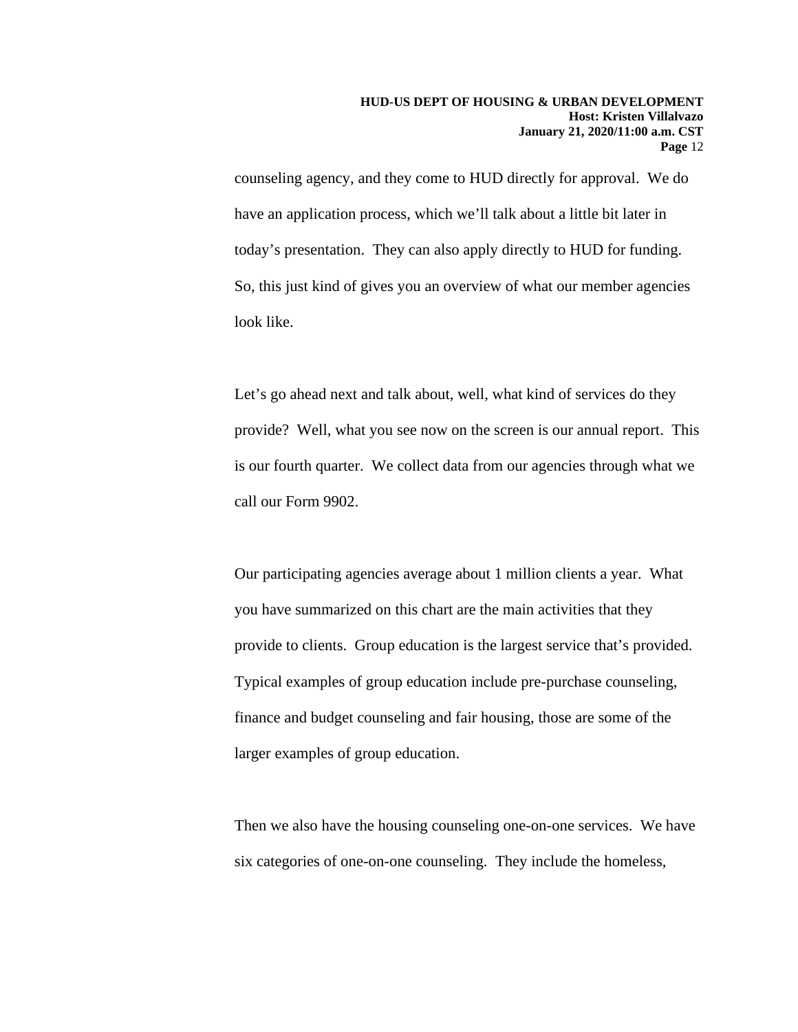counseling agency, and they come to HUD directly for approval. We do have an application process, which we'll talk about a little bit later in today's presentation. They can also apply directly to HUD for funding. So, this just kind of gives you an overview of what our member agencies look like.

Let's go ahead next and talk about, well, what kind of services do they provide? Well, what you see now on the screen is our annual report. This is our fourth quarter. We collect data from our agencies through what we call our Form 9902.

Our participating agencies average about 1 million clients a year. What you have summarized on this chart are the main activities that they provide to clients. Group education is the largest service that's provided. Typical examples of group education include pre-purchase counseling, finance and budget counseling and fair housing, those are some of the larger examples of group education.

Then we also have the housing counseling one-on-one services. We have six categories of one-on-one counseling. They include the homeless,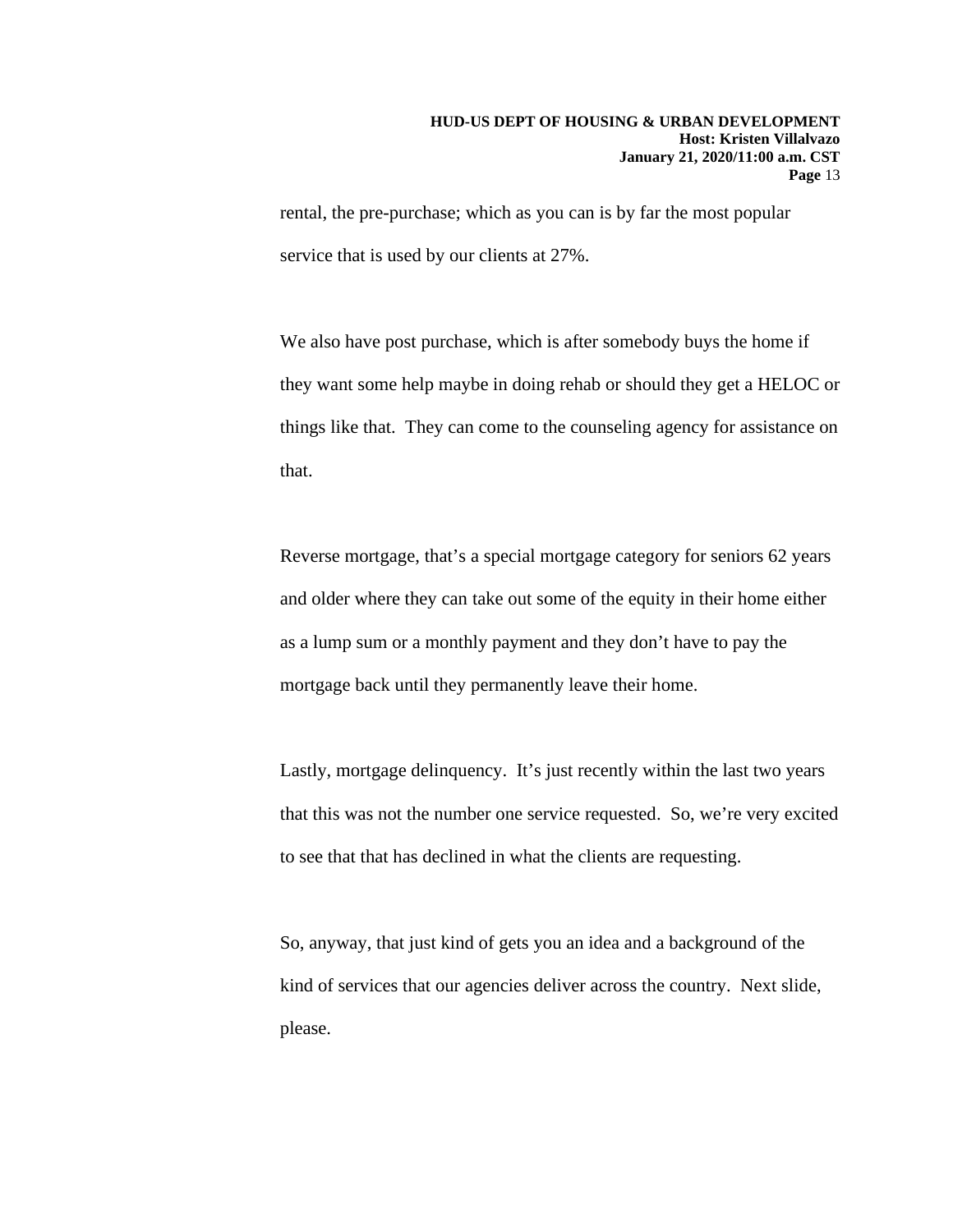rental, the pre-purchase; which as you can is by far the most popular service that is used by our clients at 27%.

We also have post purchase, which is after somebody buys the home if they want some help maybe in doing rehab or should they get a HELOC or things like that.  They can come to the counseling agency for assistance on that.

Reverse mortgage, that's a special mortgage category for seniors 62 years and older where they can take out some of the equity in their home either as a lump sum or a monthly payment and they don't have to pay the mortgage back until they permanently leave their home.

Lastly, mortgage delinquency.  It's just recently within the last two years that this was not the number one service requested.  So, we're very excited to see that that has declined in what the clients are requesting.

So, anyway, that just kind of gets you an idea and a background of the kind of services that our agencies deliver across the country.  Next slide, please.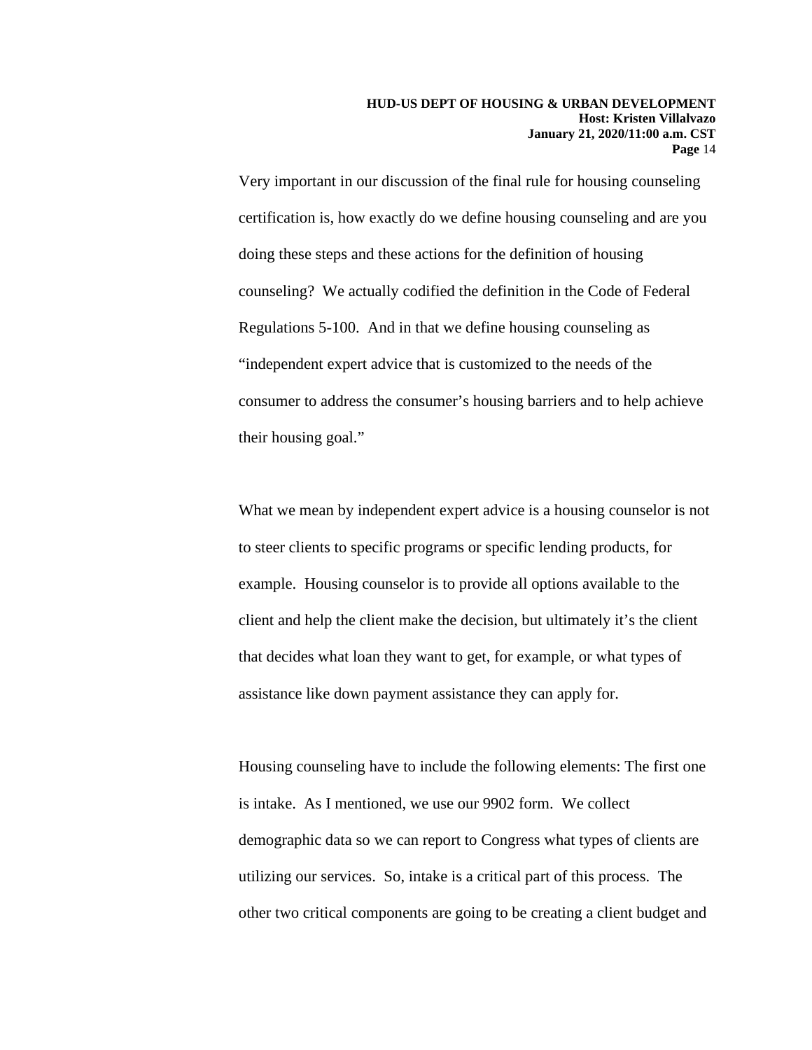Very important in our discussion of the final rule for housing counseling certification is, how exactly do we define housing counseling and are you doing these steps and these actions for the definition of housing counseling? We actually codified the definition in the Code of Federal Regulations 5-100. And in that we define housing counseling as "independent expert advice that is customized to the needs of the consumer to address the consumer's housing barriers and to help achieve their housing goal."

What we mean by independent expert advice is a housing counselor is not to steer clients to specific programs or specific lending products, for example. Housing counselor is to provide all options available to the client and help the client make the decision, but ultimately it's the client that decides what loan they want to get, for example, or what types of assistance like down payment assistance they can apply for.

Housing counseling have to include the following elements: The first one is intake. As I mentioned, we use our 9902 form. We collect demographic data so we can report to Congress what types of clients are utilizing our services. So, intake is a critical part of this process. The other two critical components are going to be creating a client budget and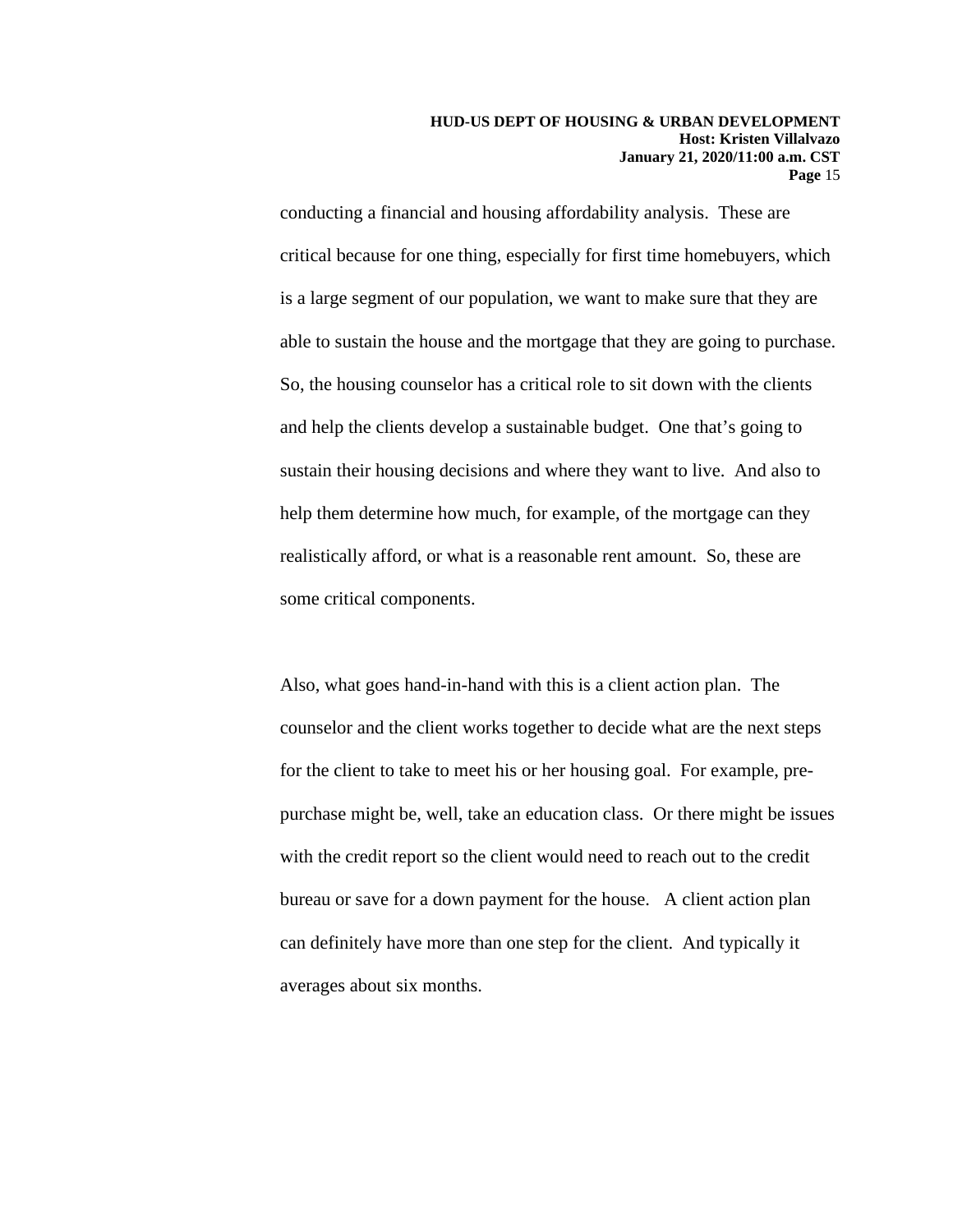conducting a financial and housing affordability analysis. These are critical because for one thing, especially for first time homebuyers, which is a large segment of our population, we want to make sure that they are able to sustain the house and the mortgage that they are going to purchase. So, the housing counselor has a critical role to sit down with the clients and help the clients develop a sustainable budget. One that's going to sustain their housing decisions and where they want to live. And also to help them determine how much, for example, of the mortgage can they realistically afford, or what is a reasonable rent amount. So, these are some critical components.

Also, what goes hand-in-hand with this is a client action plan. The counselor and the client works together to decide what are the next steps for the client to take to meet his or her housing goal. For example, pre-purchase might be, well, take an education class. Or there might be issues with the credit report so the client would need to reach out to the credit bureau or save for a down payment for the house. A client action plan can definitely have more than one step for the client. And typically it averages about six months.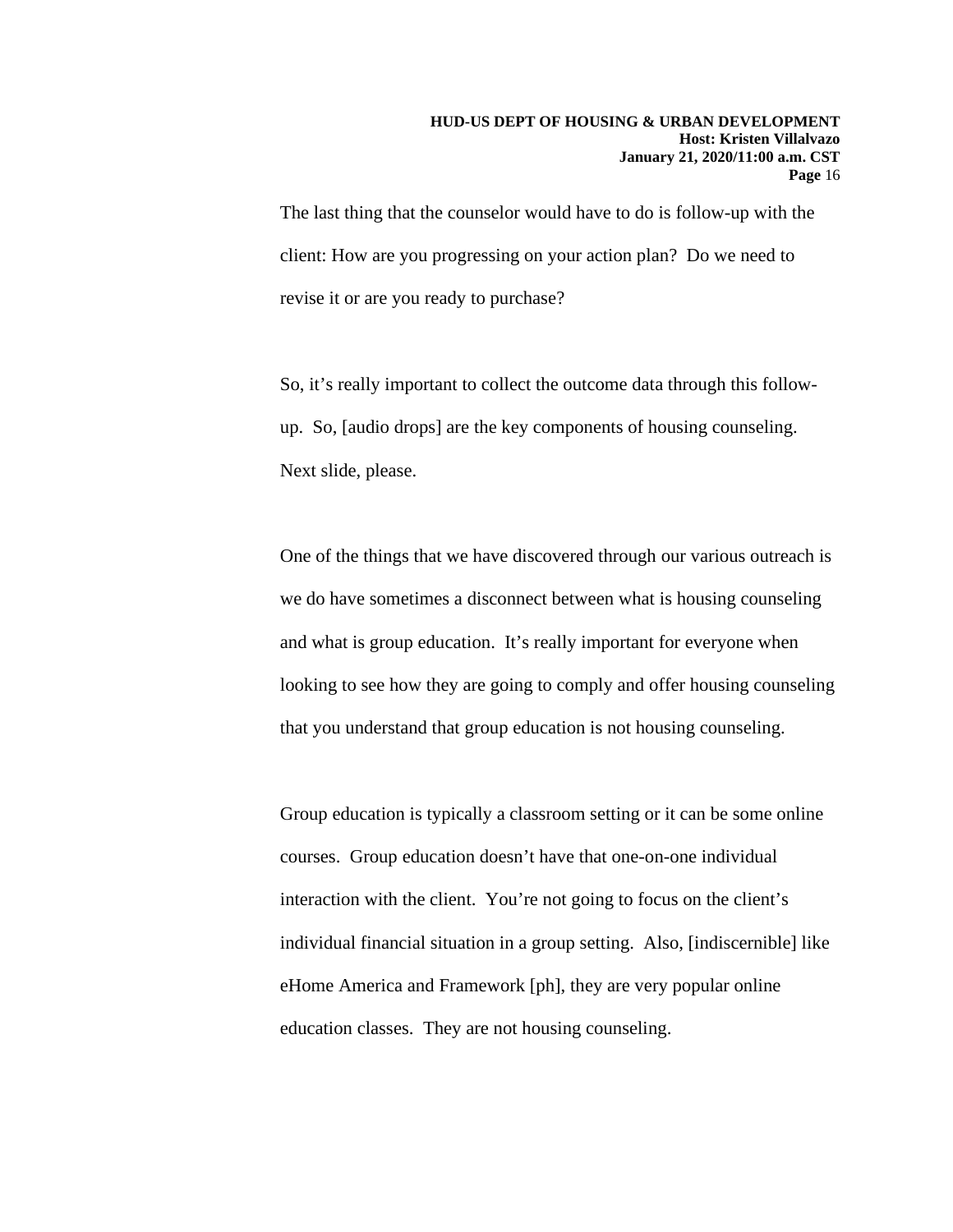The last thing that the counselor would have to do is follow-up with the client: How are you progressing on your action plan? Do we need to revise it or are you ready to purchase?

So, it's really important to collect the outcome data through this follow-up. So, [audio drops] are the key components of housing counseling. Next slide, please.

One of the things that we have discovered through our various outreach is we do have sometimes a disconnect between what is housing counseling and what is group education. It's really important for everyone when looking to see how they are going to comply and offer housing counseling that you understand that group education is not housing counseling.

Group education is typically a classroom setting or it can be some online courses. Group education doesn't have that one-on-one individual interaction with the client. You're not going to focus on the client's individual financial situation in a group setting. Also, [indiscernible] like eHome America and Framework [ph], they are very popular online education classes. They are not housing counseling.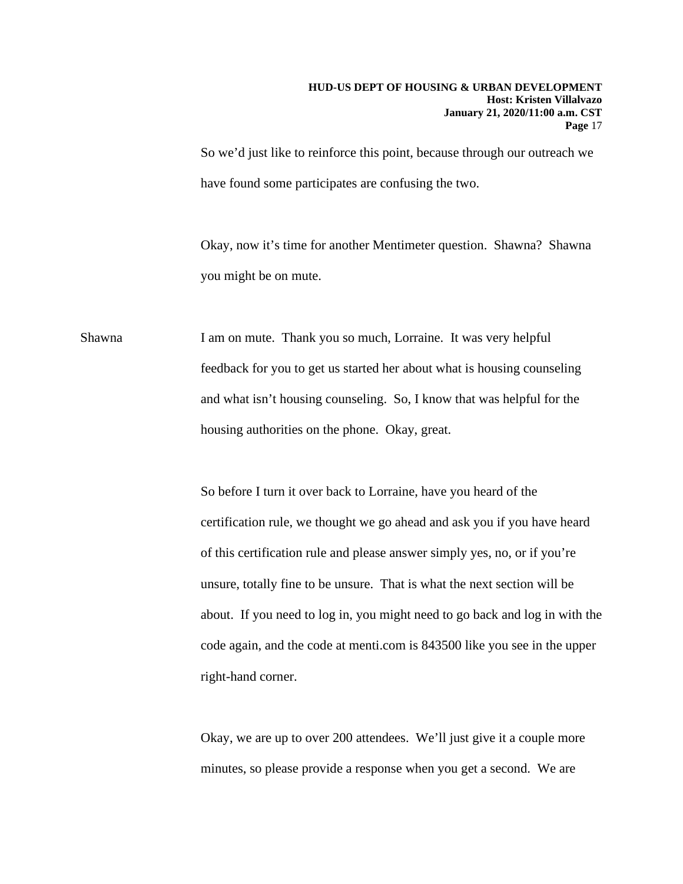So we'd just like to reinforce this point, because through our outreach we have found some participates are confusing the two.

Okay, now it's time for another Mentimeter question. Shawna? Shawna you might be on mute.

Shawna I am on mute. Thank you so much, Lorraine. It was very helpful feedback for you to get us started her about what is housing counseling and what isn't housing counseling. So, I know that was helpful for the housing authorities on the phone. Okay, great.

So before I turn it over back to Lorraine, have you heard of the certification rule, we thought we go ahead and ask you if you have heard of this certification rule and please answer simply yes, no, or if you're unsure, totally fine to be unsure. That is what the next section will be about. If you need to log in, you might need to go back and log in with the code again, and the code at menti.com is 843500 like you see in the upper right-hand corner.

Okay, we are up to over 200 attendees. We'll just give it a couple more minutes, so please provide a response when you get a second. We are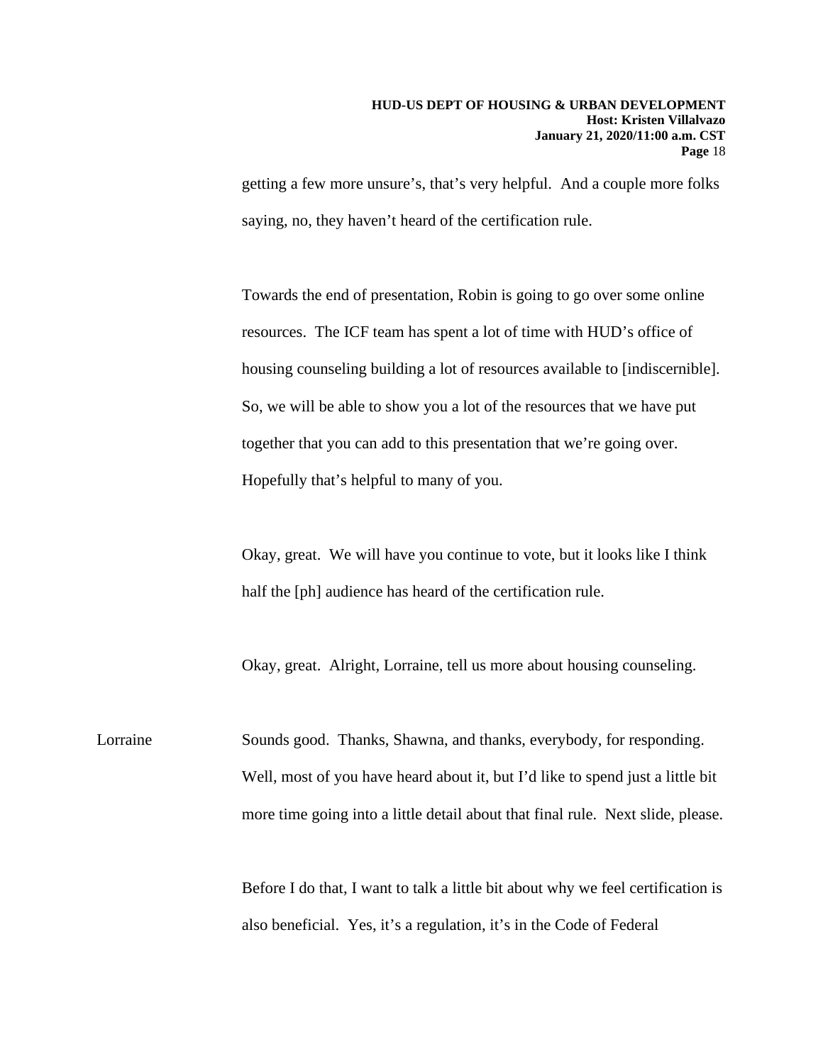getting a few more unsure's, that's very helpful. And a couple more folks saying, no, they haven't heard of the certification rule.

Towards the end of presentation, Robin is going to go over some online resources. The ICF team has spent a lot of time with HUD's office of housing counseling building a lot of resources available to [indiscernible]. So, we will be able to show you a lot of the resources that we have put together that you can add to this presentation that we're going over. Hopefully that's helpful to many of you.

Okay, great. We will have you continue to vote, but it looks like I think half the [ph] audience has heard of the certification rule.

Okay, great. Alright, Lorraine, tell us more about housing counseling.

Lorraine: Sounds good. Thanks, Shawna, and thanks, everybody, for responding. Well, most of you have heard about it, but I'd like to spend just a little bit more time going into a little detail about that final rule. Next slide, please.

Before I do that, I want to talk a little bit about why we feel certification is also beneficial. Yes, it's a regulation, it's in the Code of Federal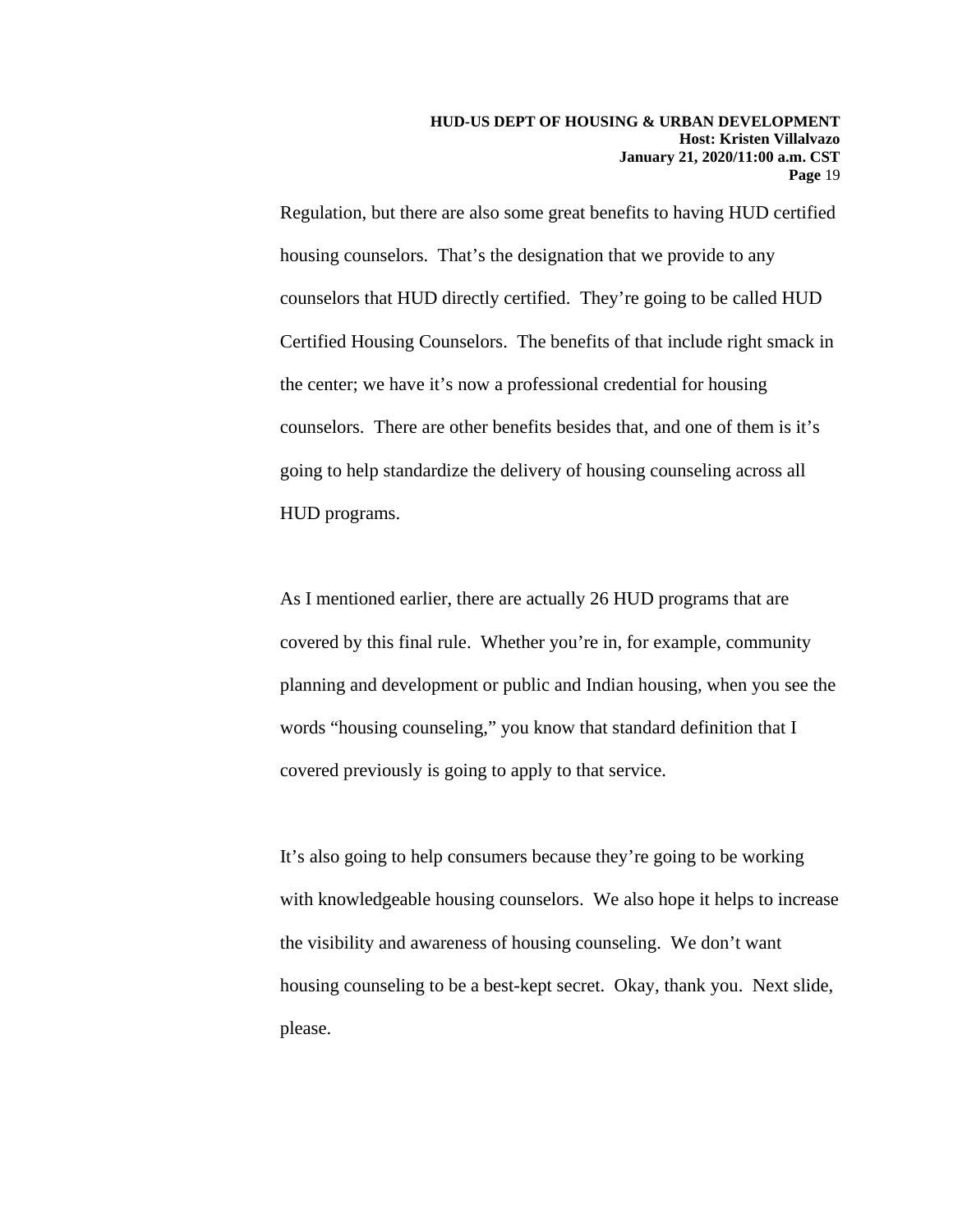Regulation, but there are also some great benefits to having HUD certified housing counselors. That's the designation that we provide to any counselors that HUD directly certified. They're going to be called HUD Certified Housing Counselors. The benefits of that include right smack in the center; we have it's now a professional credential for housing counselors. There are other benefits besides that, and one of them is it's going to help standardize the delivery of housing counseling across all HUD programs.

As I mentioned earlier, there are actually 26 HUD programs that are covered by this final rule. Whether you're in, for example, community planning and development or public and Indian housing, when you see the words "housing counseling," you know that standard definition that I covered previously is going to apply to that service.

It's also going to help consumers because they're going to be working with knowledgeable housing counselors. We also hope it helps to increase the visibility and awareness of housing counseling. We don't want housing counseling to be a best-kept secret. Okay, thank you. Next slide, please.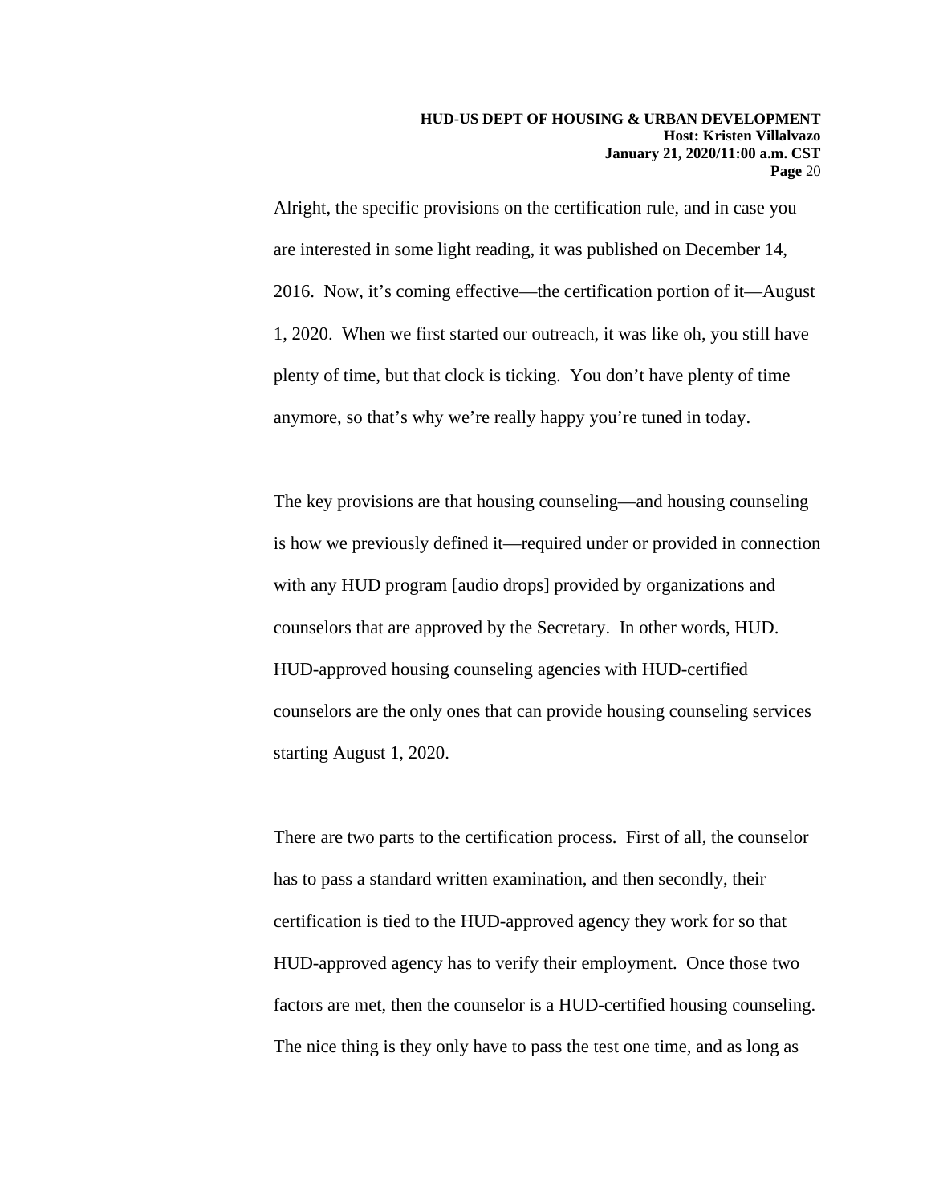Alright, the specific provisions on the certification rule, and in case you are interested in some light reading, it was published on December 14, 2016. Now, it's coming effective—the certification portion of it—August 1, 2020. When we first started our outreach, it was like oh, you still have plenty of time, but that clock is ticking. You don't have plenty of time anymore, so that's why we're really happy you're tuned in today.

The key provisions are that housing counseling—and housing counseling is how we previously defined it—required under or provided in connection with any HUD program [audio drops] provided by organizations and counselors that are approved by the Secretary. In other words, HUD. HUD-approved housing counseling agencies with HUD-certified counselors are the only ones that can provide housing counseling services starting August 1, 2020.

There are two parts to the certification process. First of all, the counselor has to pass a standard written examination, and then secondly, their certification is tied to the HUD-approved agency they work for so that HUD-approved agency has to verify their employment. Once those two factors are met, then the counselor is a HUD-certified housing counseling. The nice thing is they only have to pass the test one time, and as long as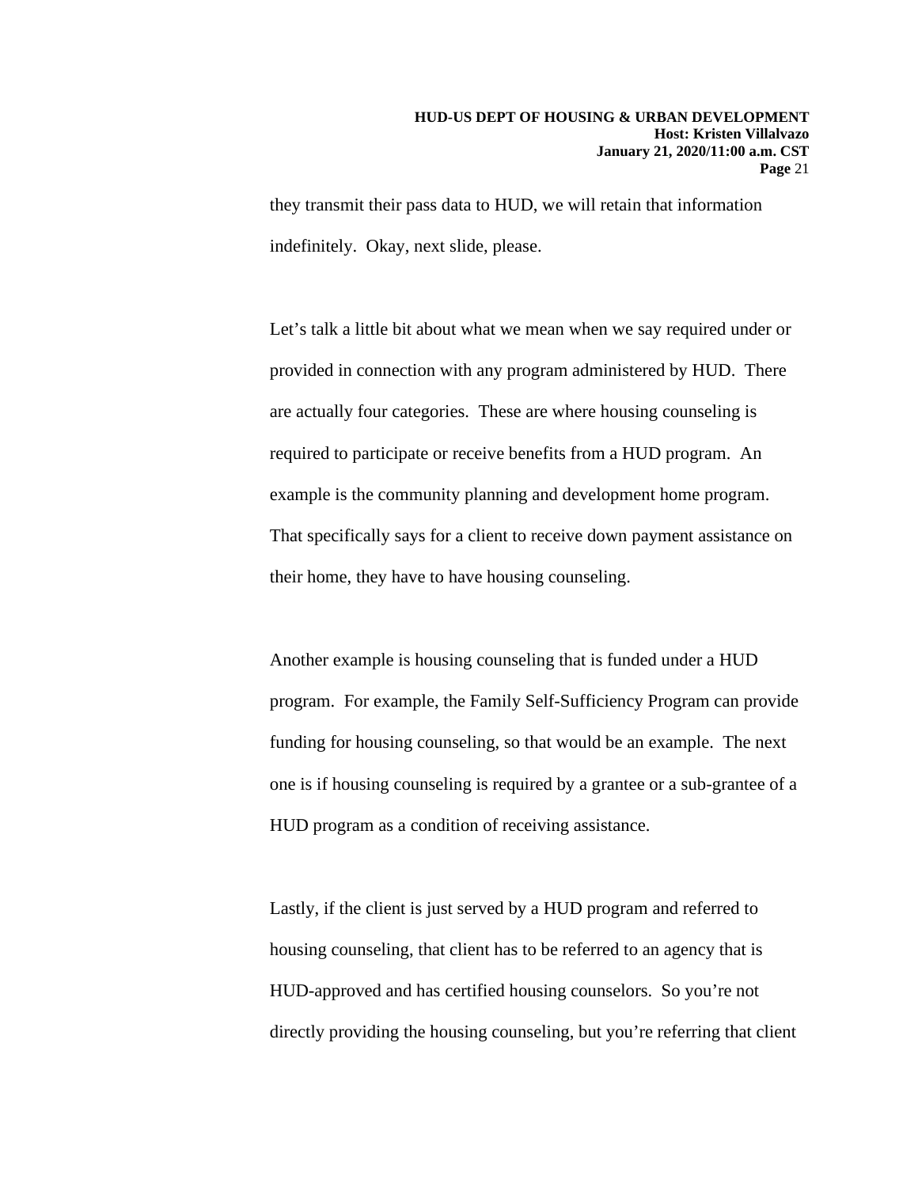they transmit their pass data to HUD, we will retain that information indefinitely. Okay, next slide, please.

Let's talk a little bit about what we mean when we say required under or provided in connection with any program administered by HUD. There are actually four categories. These are where housing counseling is required to participate or receive benefits from a HUD program. An example is the community planning and development home program. That specifically says for a client to receive down payment assistance on their home, they have to have housing counseling.

Another example is housing counseling that is funded under a HUD program. For example, the Family Self-Sufficiency Program can provide funding for housing counseling, so that would be an example. The next one is if housing counseling is required by a grantee or a sub-grantee of a HUD program as a condition of receiving assistance.

Lastly, if the client is just served by a HUD program and referred to housing counseling, that client has to be referred to an agency that is HUD-approved and has certified housing counselors. So you're not directly providing the housing counseling, but you're referring that client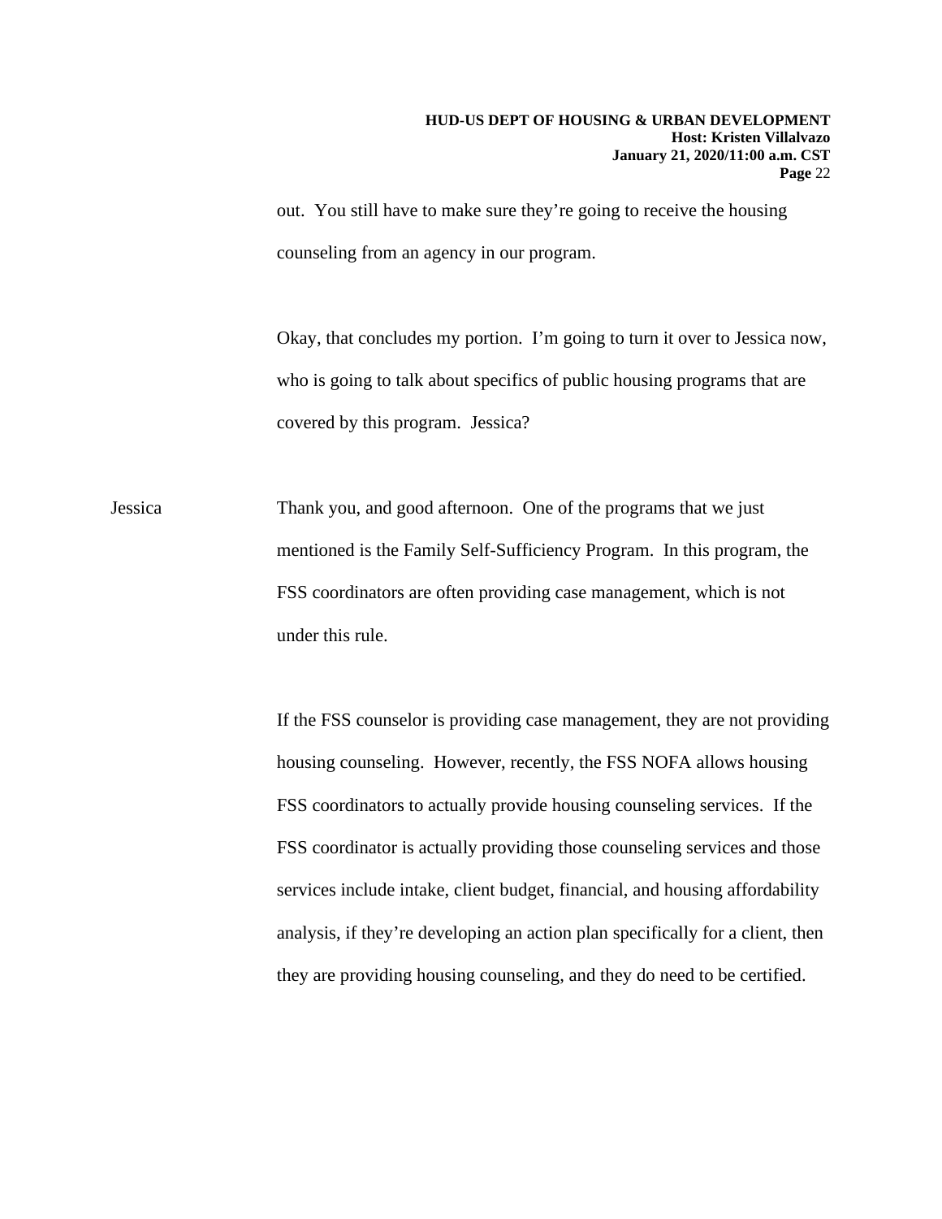out. You still have to make sure they're going to receive the housing counseling from an agency in our program.

Okay, that concludes my portion. I'm going to turn it over to Jessica now, who is going to talk about specifics of public housing programs that are covered by this program. Jessica?

Jessica Thank you, and good afternoon. One of the programs that we just mentioned is the Family Self-Sufficiency Program. In this program, the FSS coordinators are often providing case management, which is not under this rule.

If the FSS counselor is providing case management, they are not providing housing counseling. However, recently, the FSS NOFA allows housing FSS coordinators to actually provide housing counseling services. If the FSS coordinator is actually providing those counseling services and those services include intake, client budget, financial, and housing affordability analysis, if they're developing an action plan specifically for a client, then they are providing housing counseling, and they do need to be certified.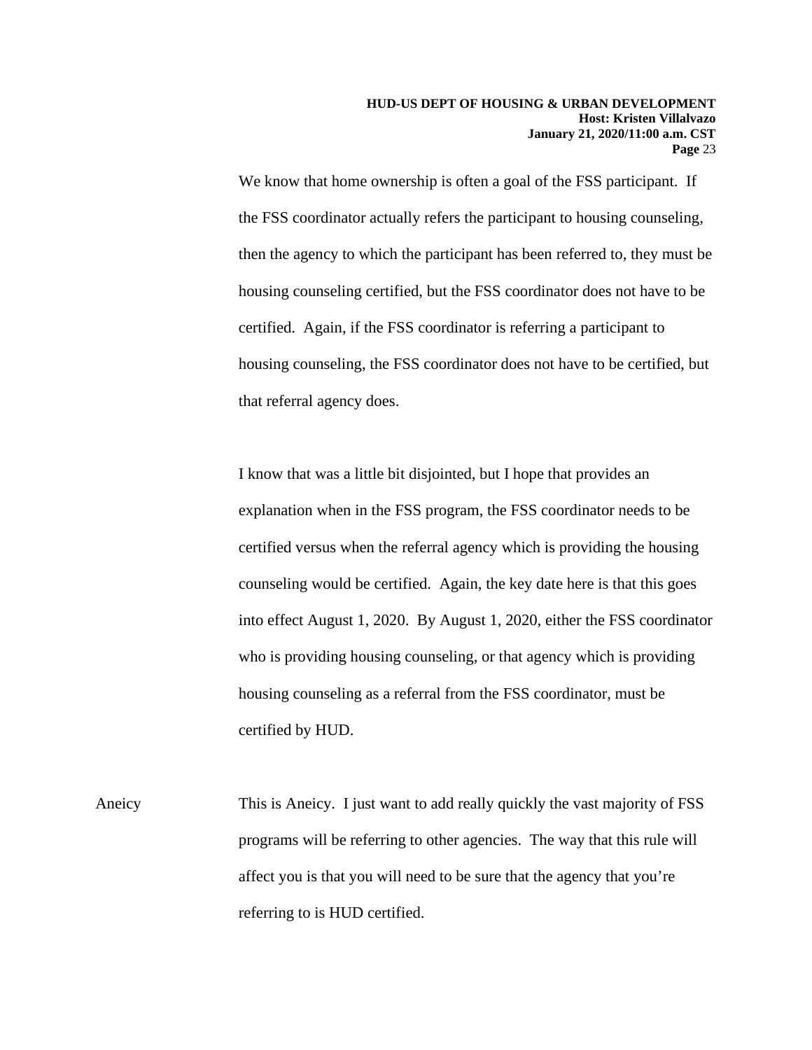We know that home ownership is often a goal of the FSS participant. If the FSS coordinator actually refers the participant to housing counseling, then the agency to which the participant has been referred to, they must be housing counseling certified, but the FSS coordinator does not have to be certified. Again, if the FSS coordinator is referring a participant to housing counseling, the FSS coordinator does not have to be certified, but that referral agency does.

I know that was a little bit disjointed, but I hope that provides an explanation when in the FSS program, the FSS coordinator needs to be certified versus when the referral agency which is providing the housing counseling would be certified. Again, the key date here is that this goes into effect August 1, 2020. By August 1, 2020, either the FSS coordinator who is providing housing counseling, or that agency which is providing housing counseling as a referral from the FSS coordinator, must be certified by HUD.

Aneicy: This is Aneicy. I just want to add really quickly the vast majority of FSS programs will be referring to other agencies. The way that this rule will affect you is that you will need to be sure that the agency that you're referring to is HUD certified.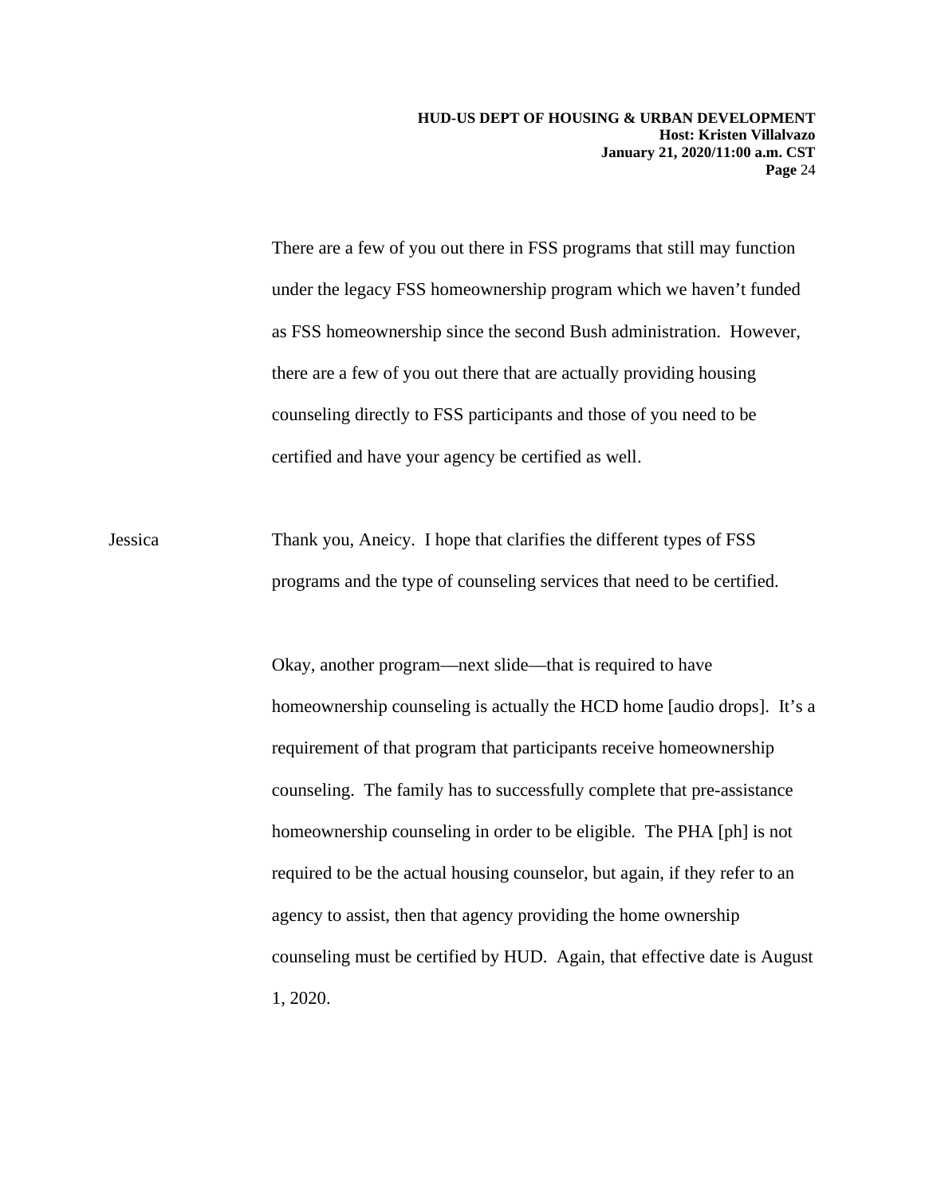There are a few of you out there in FSS programs that still may function under the legacy FSS homeownership program which we haven't funded as FSS homeownership since the second Bush administration. However, there are a few of you out there that are actually providing housing counseling directly to FSS participants and those of you need to be certified and have your agency be certified as well.

Jessica Thank you, Aneicy. I hope that clarifies the different types of FSS programs and the type of counseling services that need to be certified.

Okay, another program—next slide—that is required to have homeownership counseling is actually the HCD home [audio drops]. It's a requirement of that program that participants receive homeownership counseling. The family has to successfully complete that pre-assistance homeownership counseling in order to be eligible. The PHA [ph] is not required to be the actual housing counselor, but again, if they refer to an agency to assist, then that agency providing the home ownership counseling must be certified by HUD. Again, that effective date is August 1, 2020.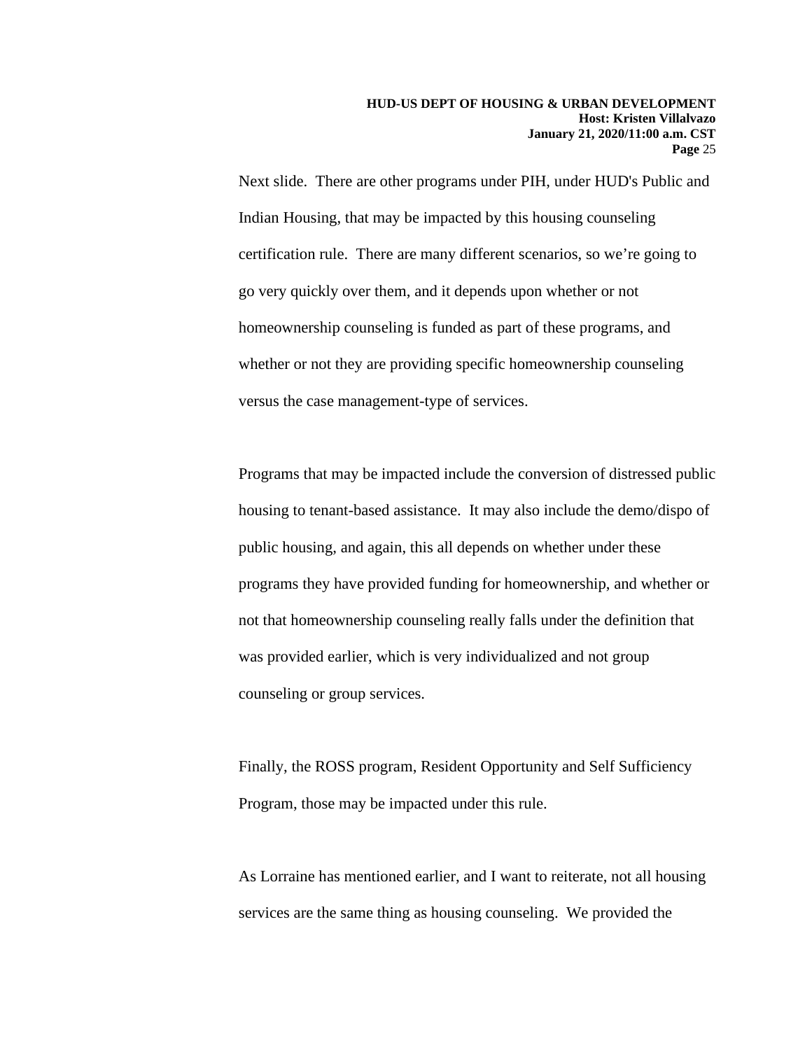Next slide. There are other programs under PIH, under HUD's Public and Indian Housing, that may be impacted by this housing counseling certification rule. There are many different scenarios, so we're going to go very quickly over them, and it depends upon whether or not homeownership counseling is funded as part of these programs, and whether or not they are providing specific homeownership counseling versus the case management-type of services.

Programs that may be impacted include the conversion of distressed public housing to tenant-based assistance. It may also include the demo/dispo of public housing, and again, this all depends on whether under these programs they have provided funding for homeownership, and whether or not that homeownership counseling really falls under the definition that was provided earlier, which is very individualized and not group counseling or group services.

Finally, the ROSS program, Resident Opportunity and Self Sufficiency Program, those may be impacted under this rule.

As Lorraine has mentioned earlier, and I want to reiterate, not all housing services are the same thing as housing counseling. We provided the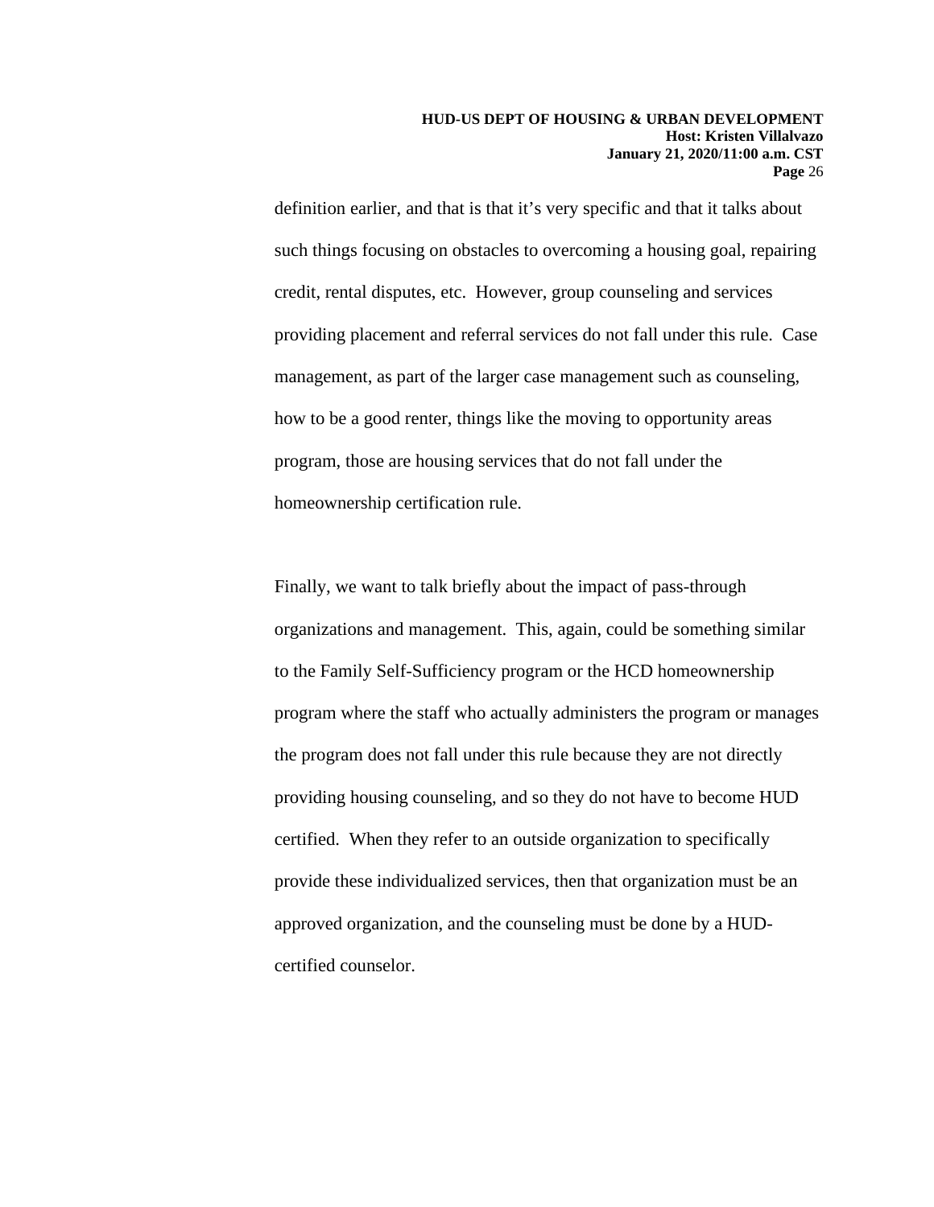definition earlier, and that is that it's very specific and that it talks about such things focusing on obstacles to overcoming a housing goal, repairing credit, rental disputes, etc. However, group counseling and services providing placement and referral services do not fall under this rule. Case management, as part of the larger case management such as counseling, how to be a good renter, things like the moving to opportunity areas program, those are housing services that do not fall under the homeownership certification rule.

Finally, we want to talk briefly about the impact of pass-through organizations and management. This, again, could be something similar to the Family Self-Sufficiency program or the HCD homeownership program where the staff who actually administers the program or manages the program does not fall under this rule because they are not directly providing housing counseling, and so they do not have to become HUD certified. When they refer to an outside organization to specifically provide these individualized services, then that organization must be an approved organization, and the counseling must be done by a HUD-certified counselor.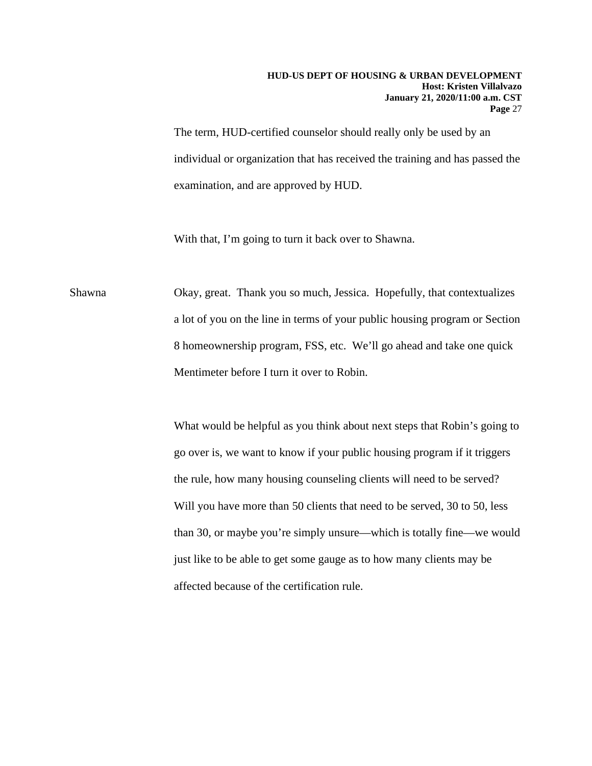The term, HUD-certified counselor should really only be used by an individual or organization that has received the training and has passed the examination, and are approved by HUD.

With that, I'm going to turn it back over to Shawna.

Shawna Okay, great. Thank you so much, Jessica. Hopefully, that contextualizes a lot of you on the line in terms of your public housing program or Section 8 homeownership program, FSS, etc. We'll go ahead and take one quick Mentimeter before I turn it over to Robin.

What would be helpful as you think about next steps that Robin's going to go over is, we want to know if your public housing program if it triggers the rule, how many housing counseling clients will need to be served? Will you have more than 50 clients that need to be served, 30 to 50, less than 30, or maybe you're simply unsure—which is totally fine—we would just like to be able to get some gauge as to how many clients may be affected because of the certification rule.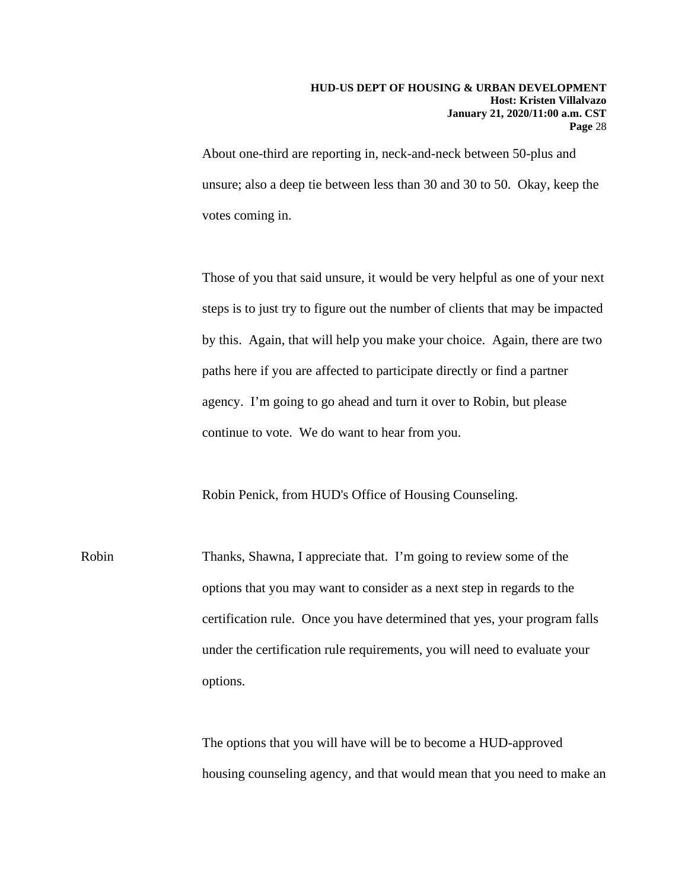About one-third are reporting in, neck-and-neck between 50-plus and unsure; also a deep tie between less than 30 and 30 to 50. Okay, keep the votes coming in.

Those of you that said unsure, it would be very helpful as one of your next steps is to just try to figure out the number of clients that may be impacted by this. Again, that will help you make your choice. Again, there are two paths here if you are affected to participate directly or find a partner agency. I'm going to go ahead and turn it over to Robin, but please continue to vote. We do want to hear from you.

Robin Penick, from HUD's Office of Housing Counseling.

Robin: Thanks, Shawna, I appreciate that. I'm going to review some of the options that you may want to consider as a next step in regards to the certification rule. Once you have determined that yes, your program falls under the certification rule requirements, you will need to evaluate your options.

The options that you will have will be to become a HUD-approved housing counseling agency, and that would mean that you need to make an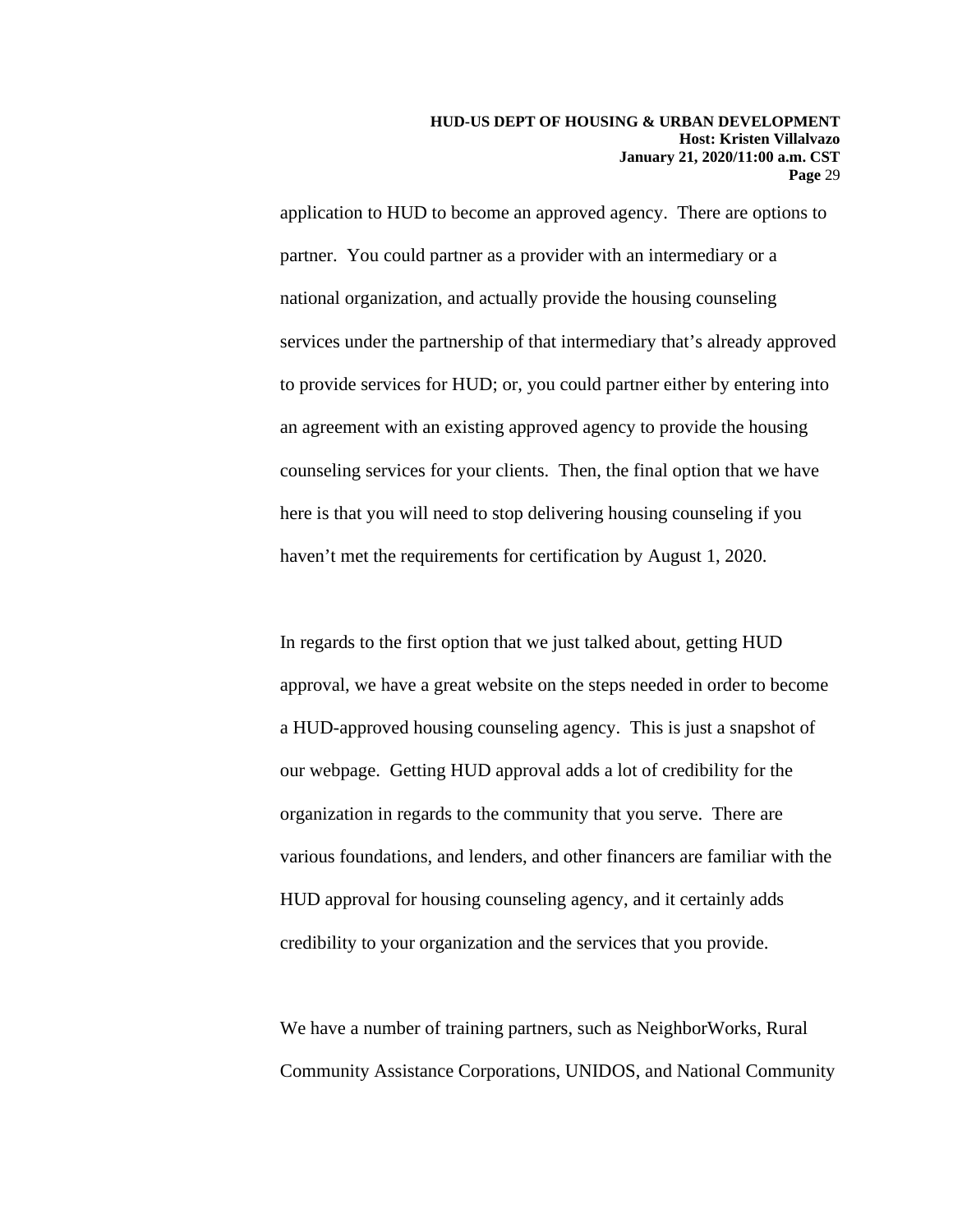application to HUD to become an approved agency. There are options to partner. You could partner as a provider with an intermediary or a national organization, and actually provide the housing counseling services under the partnership of that intermediary that's already approved to provide services for HUD; or, you could partner either by entering into an agreement with an existing approved agency to provide the housing counseling services for your clients. Then, the final option that we have here is that you will need to stop delivering housing counseling if you haven't met the requirements for certification by August 1, 2020.

In regards to the first option that we just talked about, getting HUD approval, we have a great website on the steps needed in order to become a HUD-approved housing counseling agency. This is just a snapshot of our webpage. Getting HUD approval adds a lot of credibility for the organization in regards to the community that you serve. There are various foundations, and lenders, and other financers are familiar with the HUD approval for housing counseling agency, and it certainly adds credibility to your organization and the services that you provide.

We have a number of training partners, such as NeighborWorks, Rural Community Assistance Corporations, UNIDOS, and National Community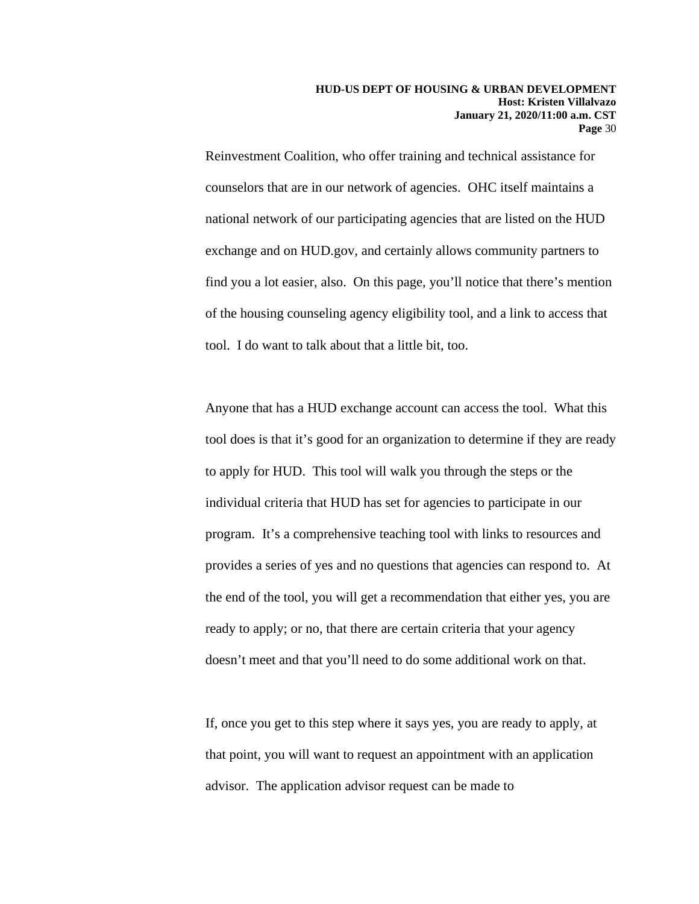Reinvestment Coalition, who offer training and technical assistance for counselors that are in our network of agencies. OHC itself maintains a national network of our participating agencies that are listed on the HUD exchange and on HUD.gov, and certainly allows community partners to find you a lot easier, also. On this page, you'll notice that there's mention of the housing counseling agency eligibility tool, and a link to access that tool. I do want to talk about that a little bit, too.

Anyone that has a HUD exchange account can access the tool. What this tool does is that it's good for an organization to determine if they are ready to apply for HUD. This tool will walk you through the steps or the individual criteria that HUD has set for agencies to participate in our program. It's a comprehensive teaching tool with links to resources and provides a series of yes and no questions that agencies can respond to. At the end of the tool, you will get a recommendation that either yes, you are ready to apply; or no, that there are certain criteria that your agency doesn't meet and that you'll need to do some additional work on that.

If, once you get to this step where it says yes, you are ready to apply, at that point, you will want to request an appointment with an application advisor. The application advisor request can be made to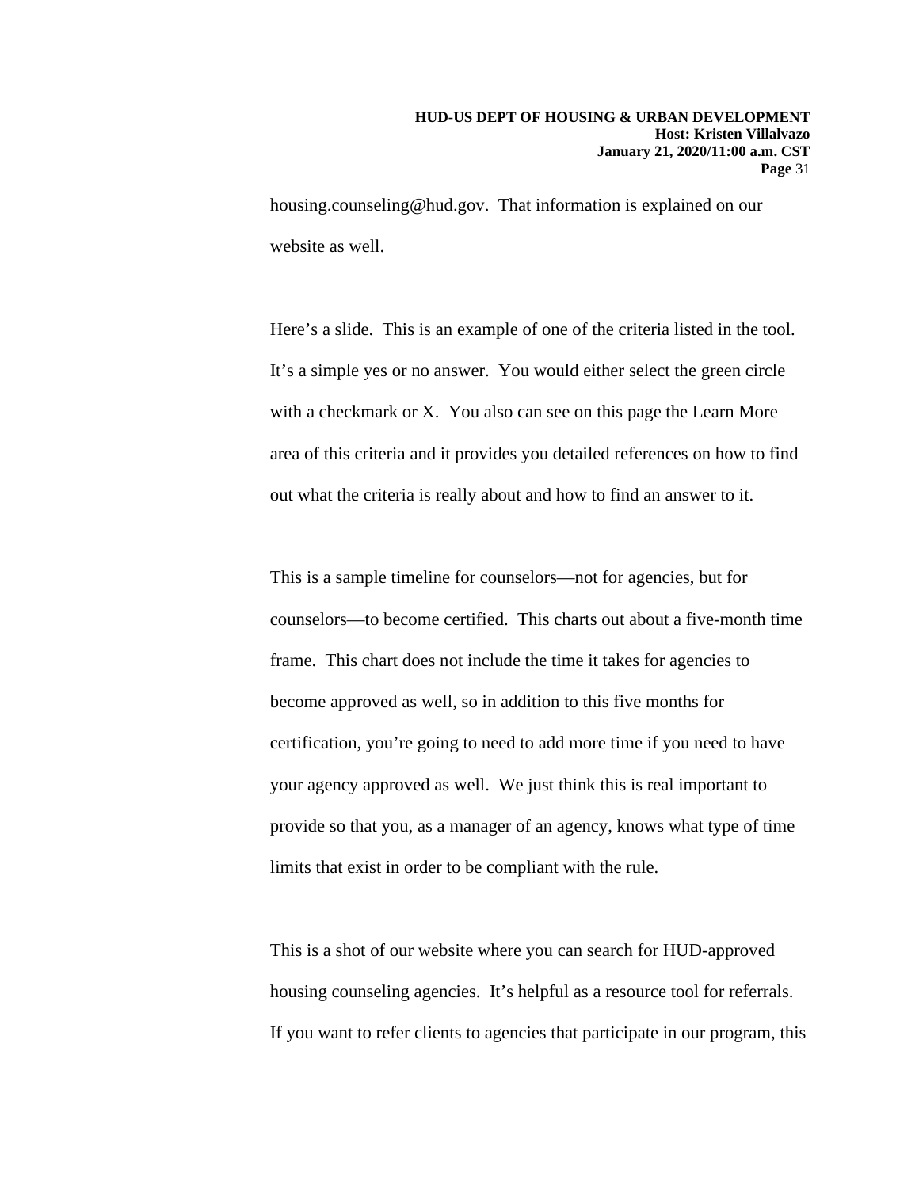housing.counseling@hud.gov. That information is explained on our website as well.

Here's a slide. This is an example of one of the criteria listed in the tool. It's a simple yes or no answer. You would either select the green circle with a checkmark or X. You also can see on this page the Learn More area of this criteria and it provides you detailed references on how to find out what the criteria is really about and how to find an answer to it.

This is a sample timeline for counselors—not for agencies, but for counselors—to become certified. This charts out about a five-month time frame. This chart does not include the time it takes for agencies to become approved as well, so in addition to this five months for certification, you're going to need to add more time if you need to have your agency approved as well. We just think this is real important to provide so that you, as a manager of an agency, knows what type of time limits that exist in order to be compliant with the rule.

This is a shot of our website where you can search for HUD-approved housing counseling agencies. It's helpful as a resource tool for referrals. If you want to refer clients to agencies that participate in our program, this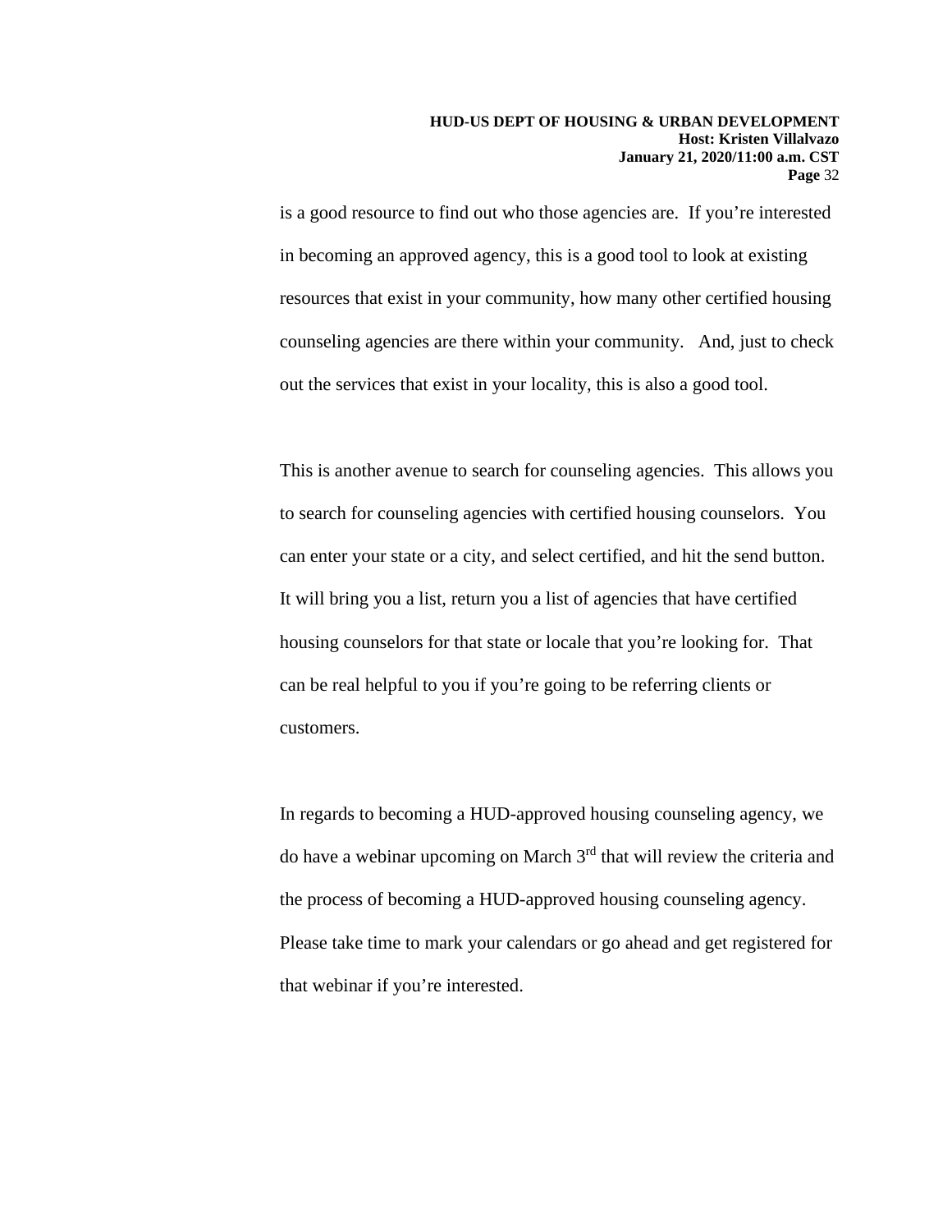is a good resource to find out who those agencies are. If you're interested in becoming an approved agency, this is a good tool to look at existing resources that exist in your community, how many other certified housing counseling agencies are there within your community. And, just to check out the services that exist in your locality, this is also a good tool.

This is another avenue to search for counseling agencies. This allows you to search for counseling agencies with certified housing counselors. You can enter your state or a city, and select certified, and hit the send button. It will bring you a list, return you a list of agencies that have certified housing counselors for that state or locale that you're looking for. That can be real helpful to you if you're going to be referring clients or customers.

In regards to becoming a HUD-approved housing counseling agency, we do have a webinar upcoming on March 3rd that will review the criteria and the process of becoming a HUD-approved housing counseling agency. Please take time to mark your calendars or go ahead and get registered for that webinar if you're interested.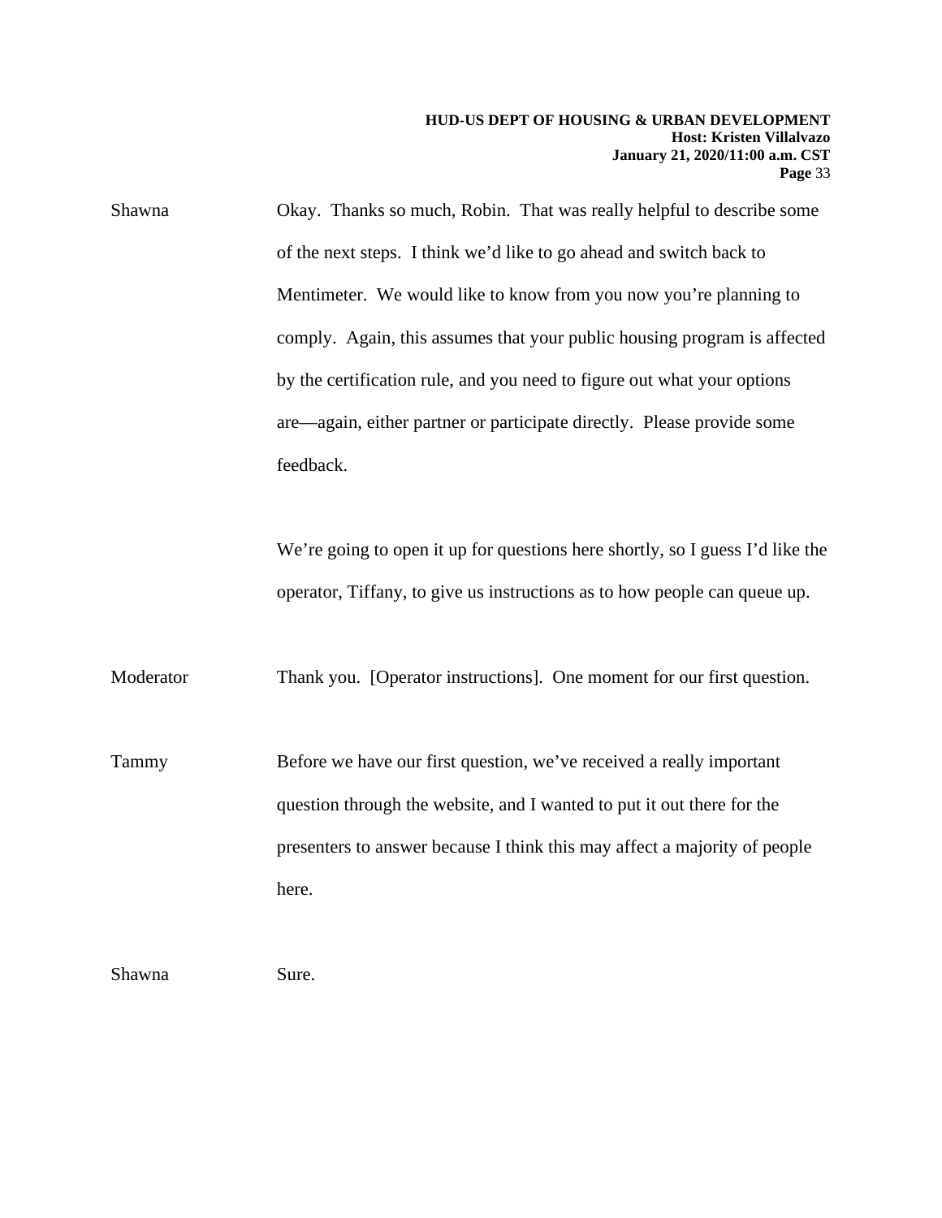Shawna Okay. Thanks so much, Robin. That was really helpful to describe some of the next steps. I think we'd like to go ahead and switch back to Mentimeter. We would like to know from you now you're planning to comply. Again, this assumes that your public housing program is affected by the certification rule, and you need to figure out what your options are—again, either partner or participate directly. Please provide some feedback.

We're going to open it up for questions here shortly, so I guess I'd like the operator, Tiffany, to give us instructions as to how people can queue up.

Moderator Thank you. [Operator instructions]. One moment for our first question.

Tammy Before we have our first question, we've received a really important question through the website, and I wanted to put it out there for the presenters to answer because I think this may affect a majority of people here.

Shawna Sure.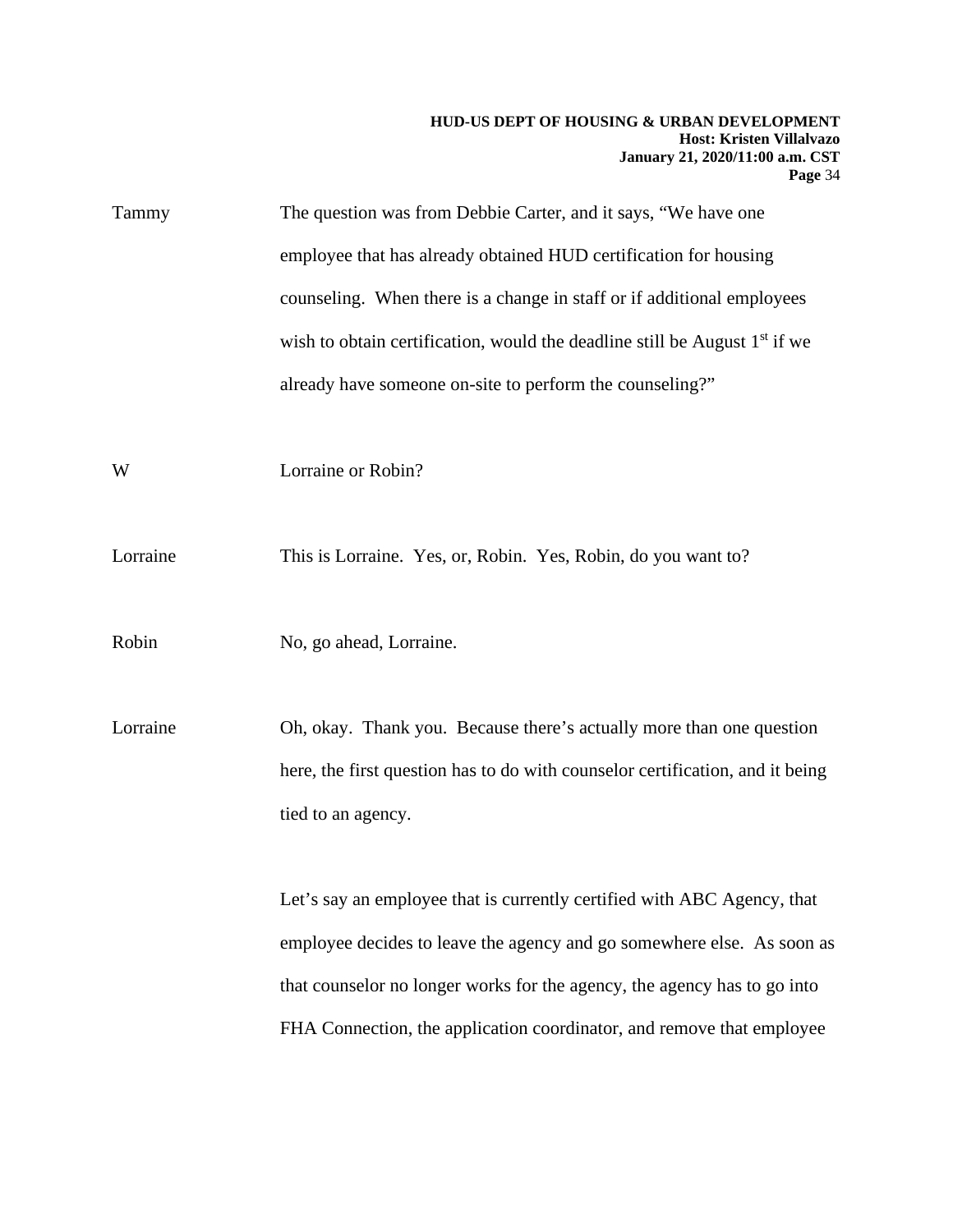Tammy The question was from Debbie Carter, and it says, "We have one employee that has already obtained HUD certification for housing counseling. When there is a change in staff or if additional employees wish to obtain certification, would the deadline still be August 1st if we already have someone on-site to perform the counseling?"

W Lorraine or Robin?

Lorraine This is Lorraine. Yes, or, Robin. Yes, Robin, do you want to?

Robin No, go ahead, Lorraine.

Lorraine Oh, okay. Thank you. Because there's actually more than one question here, the first question has to do with counselor certification, and it being tied to an agency.

Let's say an employee that is currently certified with ABC Agency, that employee decides to leave the agency and go somewhere else. As soon as that counselor no longer works for the agency, the agency has to go into FHA Connection, the application coordinator, and remove that employee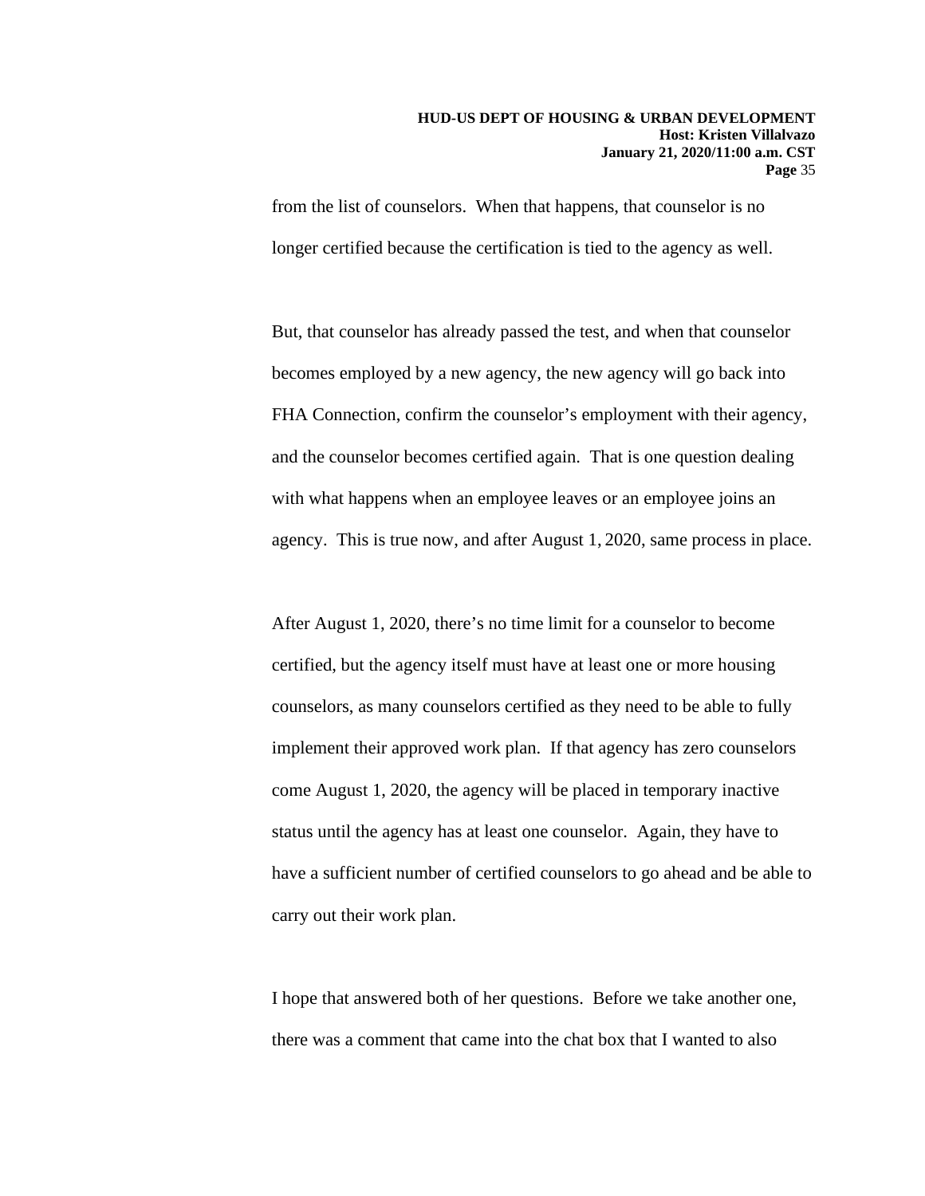from the list of counselors. When that happens, that counselor is no longer certified because the certification is tied to the agency as well.

But, that counselor has already passed the test, and when that counselor becomes employed by a new agency, the new agency will go back into FHA Connection, confirm the counselor's employment with their agency, and the counselor becomes certified again. That is one question dealing with what happens when an employee leaves or an employee joins an agency. This is true now, and after August 1, 2020, same process in place.

After August 1, 2020, there's no time limit for a counselor to become certified, but the agency itself must have at least one or more housing counselors, as many counselors certified as they need to be able to fully implement their approved work plan. If that agency has zero counselors come August 1, 2020, the agency will be placed in temporary inactive status until the agency has at least one counselor. Again, they have to have a sufficient number of certified counselors to go ahead and be able to carry out their work plan.

I hope that answered both of her questions. Before we take another one, there was a comment that came into the chat box that I wanted to also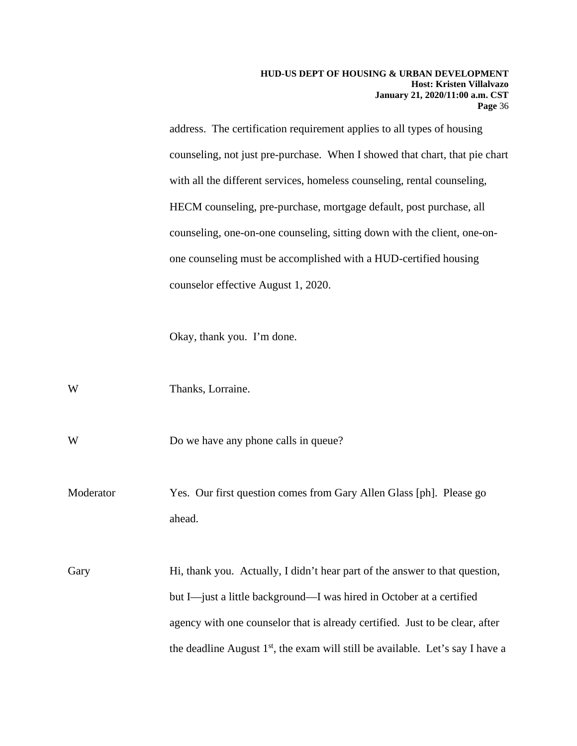address. The certification requirement applies to all types of housing counseling, not just pre-purchase. When I showed that chart, that pie chart with all the different services, homeless counseling, rental counseling, HECM counseling, pre-purchase, mortgage default, post purchase, all counseling, one-on-one counseling, sitting down with the client, one-on-one counseling must be accomplished with a HUD-certified housing counselor effective August 1, 2020.

Okay, thank you. I'm done.

W Thanks, Lorraine.

W Do we have any phone calls in queue?

Moderator Yes. Our first question comes from Gary Allen Glass [ph]. Please go ahead.

Gary Hi, thank you. Actually, I didn't hear part of the answer to that question, but I—just a little background—I was hired in October at a certified agency with one counselor that is already certified. Just to be clear, after the deadline August 1st, the exam will still be available. Let's say I have a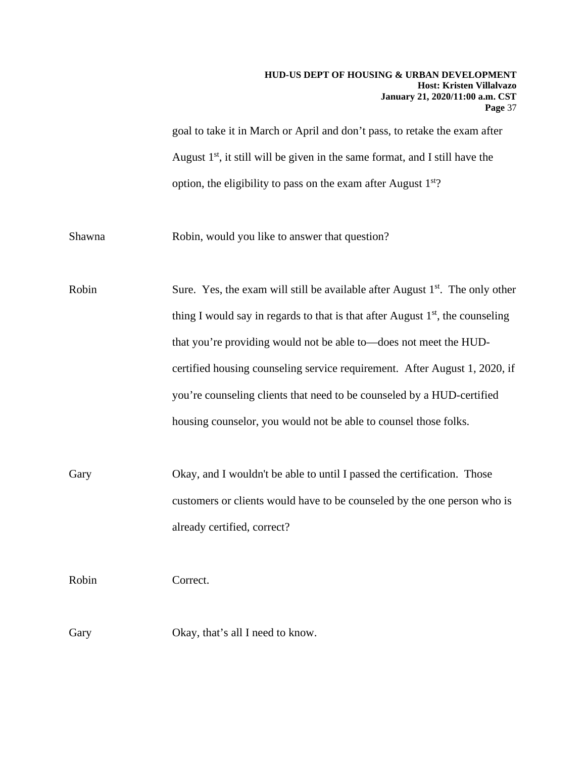goal to take it in March or April and don't pass, to retake the exam after August 1st, it still will be given in the same format, and I still have the option, the eligibility to pass on the exam after August 1st?

Shawna Robin, would you like to answer that question?

Robin Sure. Yes, the exam will still be available after August 1st. The only other thing I would say in regards to that is that after August 1st, the counseling that you're providing would not be able to—does not meet the HUD-certified housing counseling service requirement. After August 1, 2020, if you're counseling clients that need to be counseled by a HUD-certified housing counselor, you would not be able to counsel those folks.

Gary Okay, and I wouldn't be able to until I passed the certification. Those customers or clients would have to be counseled by the one person who is already certified, correct?

Robin Correct.

Gary Okay, that's all I need to know.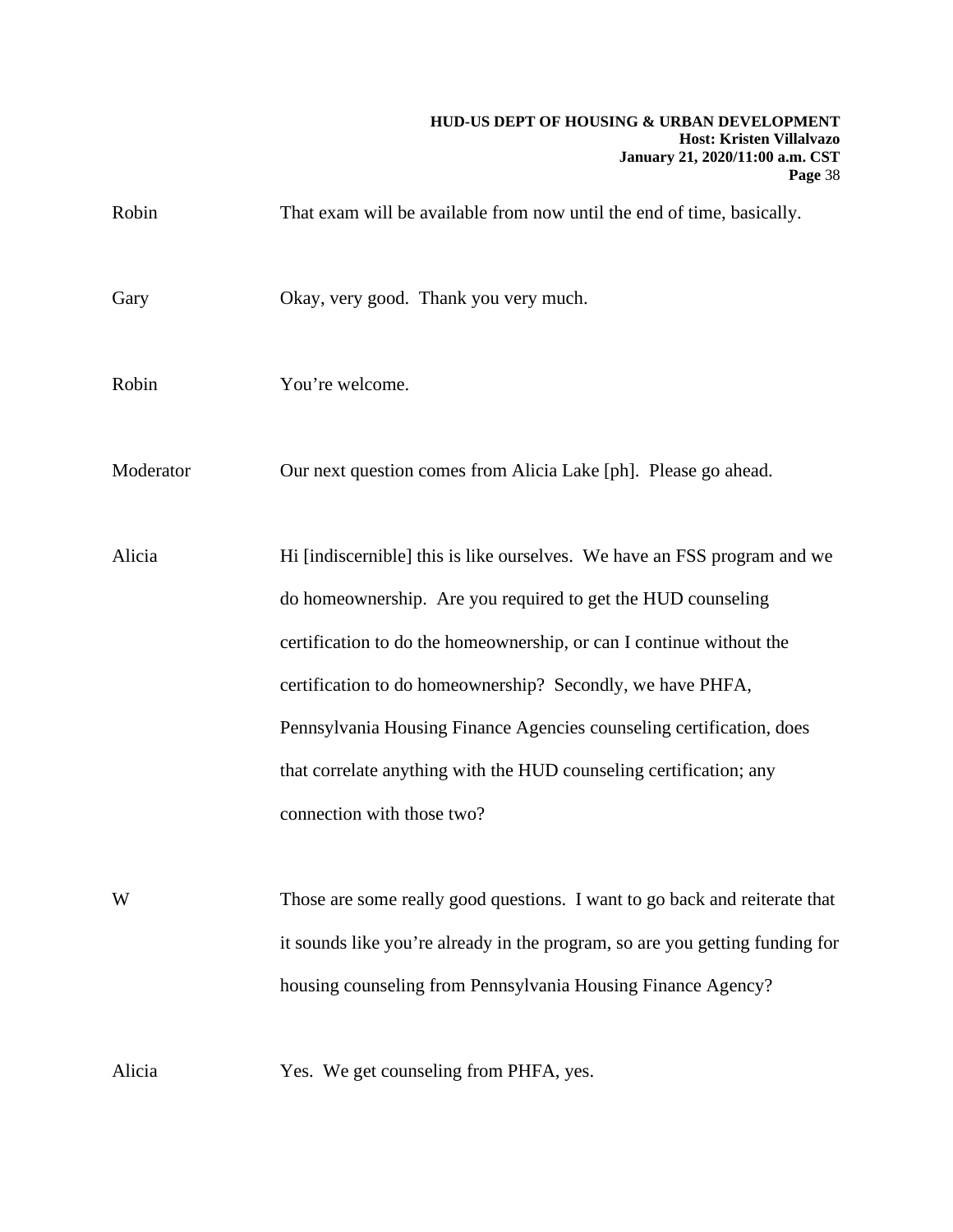Robin	That exam will be available from now until the end of time, basically.

Gary	Okay, very good. Thank you very much.

Robin	You're welcome.

Moderator	Our next question comes from Alicia Lake [ph]. Please go ahead.

Alicia	Hi [indiscernible] this is like ourselves. We have an FSS program and we do homeownership. Are you required to get the HUD counseling certification to do the homeownership, or can I continue without the certification to do homeownership? Secondly, we have PHFA, Pennsylvania Housing Finance Agencies counseling certification, does that correlate anything with the HUD counseling certification; any connection with those two?

W	Those are some really good questions. I want to go back and reiterate that it sounds like you're already in the program, so are you getting funding for housing counseling from Pennsylvania Housing Finance Agency?

Alicia	Yes. We get counseling from PHFA, yes.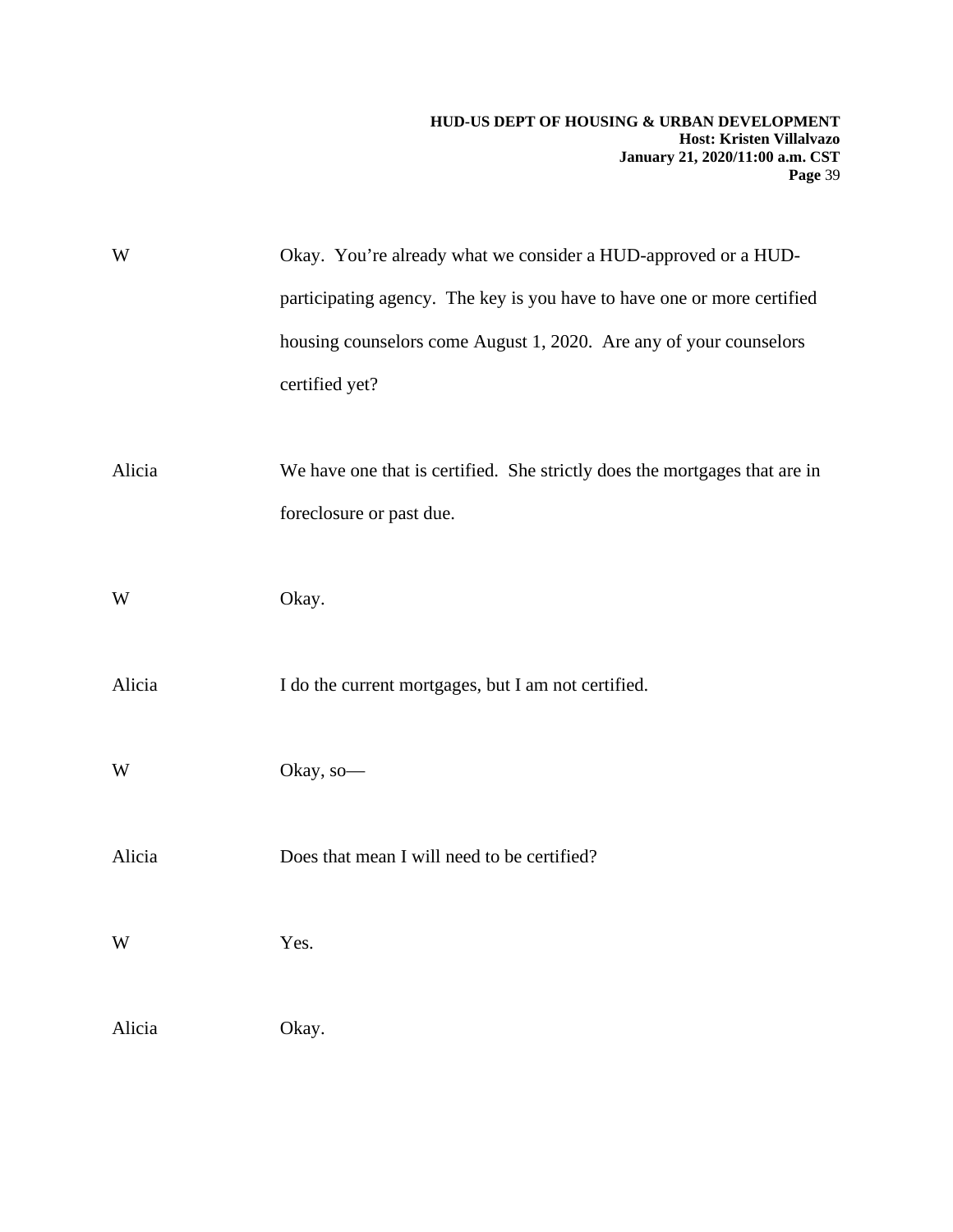W Okay. You're already what we consider a HUD-approved or a HUD-participating agency. The key is you have to have one or more certified housing counselors come August 1, 2020. Are any of your counselors certified yet?

Alicia We have one that is certified. She strictly does the mortgages that are in foreclosure or past due.

W Okay.

Alicia I do the current mortgages, but I am not certified.

W Okay, so—

Alicia Does that mean I will need to be certified?

W Yes.

Alicia Okay.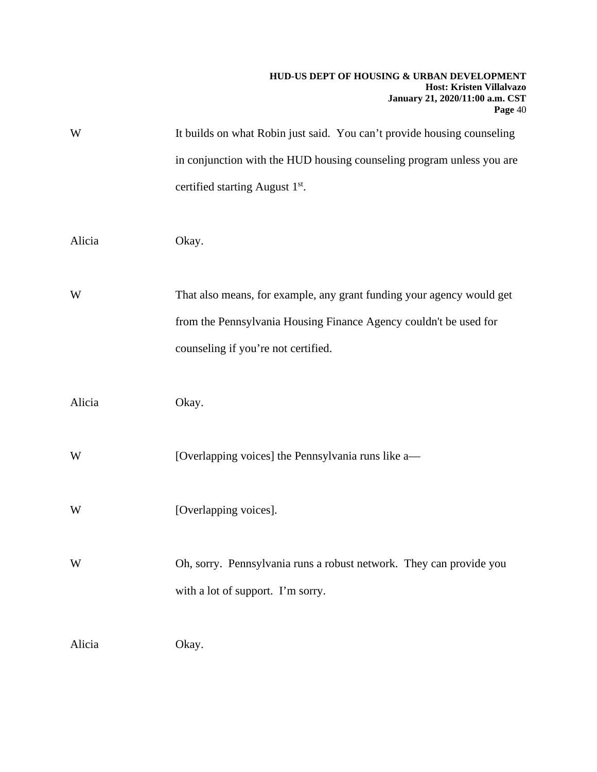W It builds on what Robin just said. You can't provide housing counseling in conjunction with the HUD housing counseling program unless you are certified starting August 1st.

Alicia Okay.

W That also means, for example, any grant funding your agency would get from the Pennsylvania Housing Finance Agency couldn't be used for counseling if you're not certified.

Alicia Okay.

W [Overlapping voices] the Pennsylvania runs like a—

W [Overlapping voices].

W Oh, sorry. Pennsylvania runs a robust network. They can provide you with a lot of support. I'm sorry.

Alicia Okay.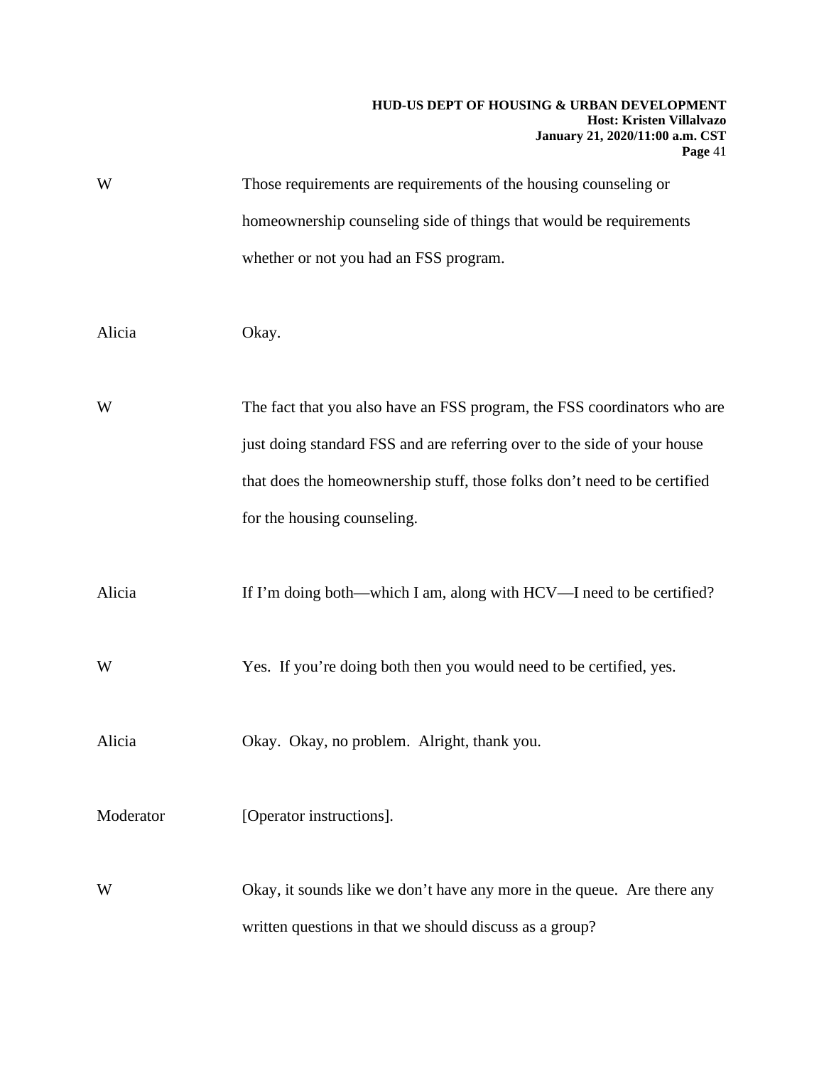W Those requirements are requirements of the housing counseling or homeownership counseling side of things that would be requirements whether or not you had an FSS program.

Alicia Okay.

W The fact that you also have an FSS program, the FSS coordinators who are just doing standard FSS and are referring over to the side of your house that does the homeownership stuff, those folks don't need to be certified for the housing counseling.

Alicia If I'm doing both—which I am, along with HCV—I need to be certified?

W Yes. If you're doing both then you would need to be certified, yes.

Alicia Okay. Okay, no problem. Alright, thank you.

Moderator [Operator instructions].

W Okay, it sounds like we don't have any more in the queue. Are there any written questions in that we should discuss as a group?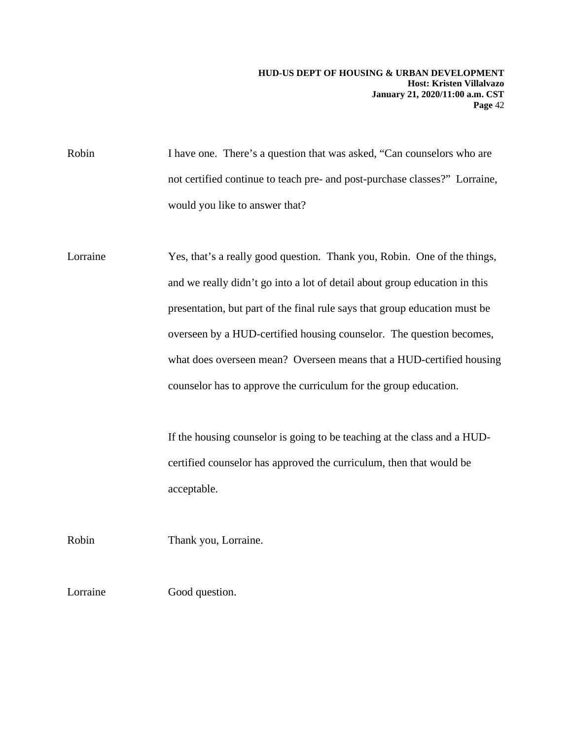Robin I have one. There's a question that was asked, "Can counselors who are not certified continue to teach pre- and post-purchase classes?" Lorraine, would you like to answer that?

Lorraine Yes, that's a really good question. Thank you, Robin. One of the things, and we really didn't go into a lot of detail about group education in this presentation, but part of the final rule says that group education must be overseen by a HUD-certified housing counselor. The question becomes, what does overseen mean? Overseen means that a HUD-certified housing counselor has to approve the curriculum for the group education.

If the housing counselor is going to be teaching at the class and a HUD-certified counselor has approved the curriculum, then that would be acceptable.

Robin Thank you, Lorraine.

Lorraine Good question.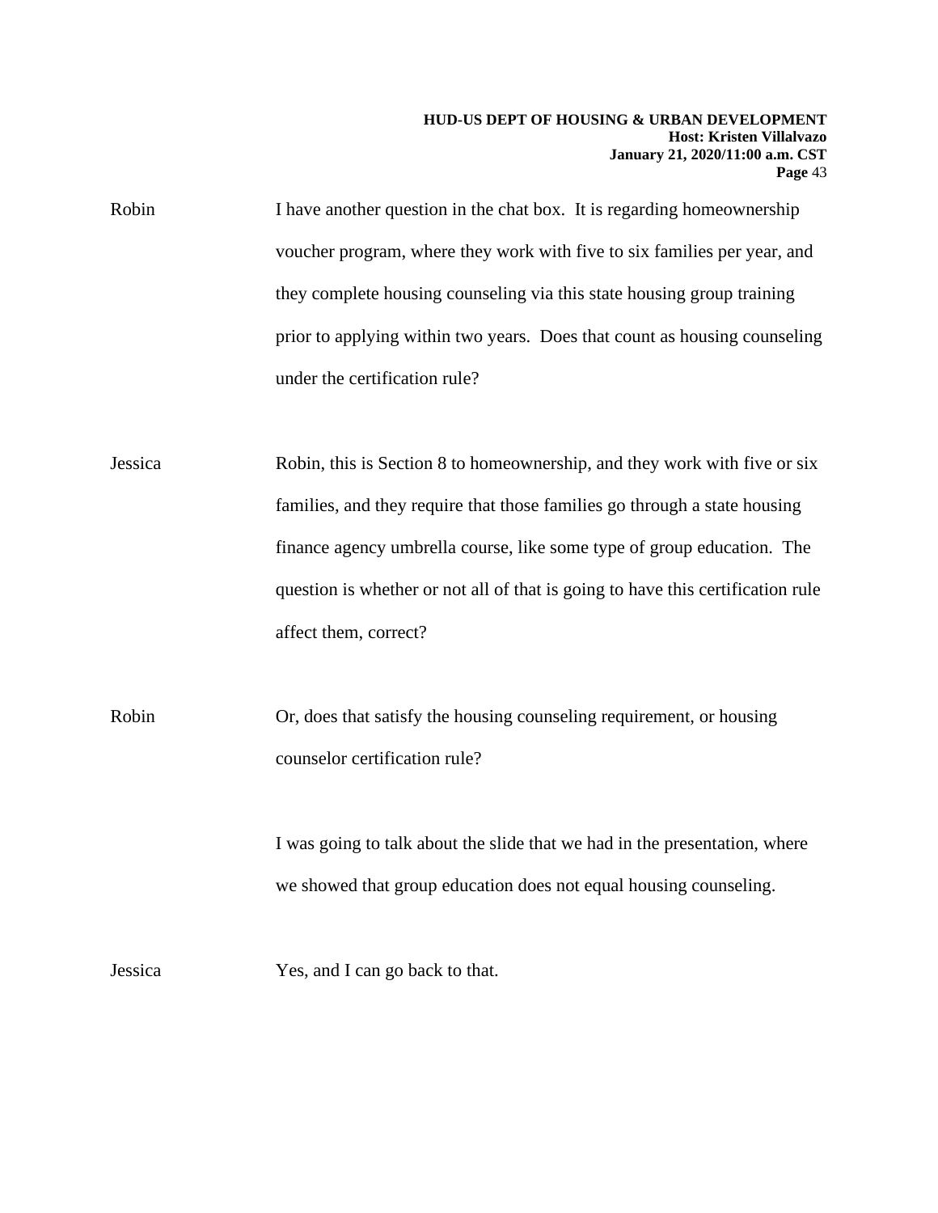Robin I have another question in the chat box. It is regarding homeownership voucher program, where they work with five to six families per year, and they complete housing counseling via this state housing group training prior to applying within two years. Does that count as housing counseling under the certification rule?

Jessica Robin, this is Section 8 to homeownership, and they work with five or six families, and they require that those families go through a state housing finance agency umbrella course, like some type of group education. The question is whether or not all of that is going to have this certification rule affect them, correct?

Robin Or, does that satisfy the housing counseling requirement, or housing counselor certification rule?

I was going to talk about the slide that we had in the presentation, where we showed that group education does not equal housing counseling.

Jessica Yes, and I can go back to that.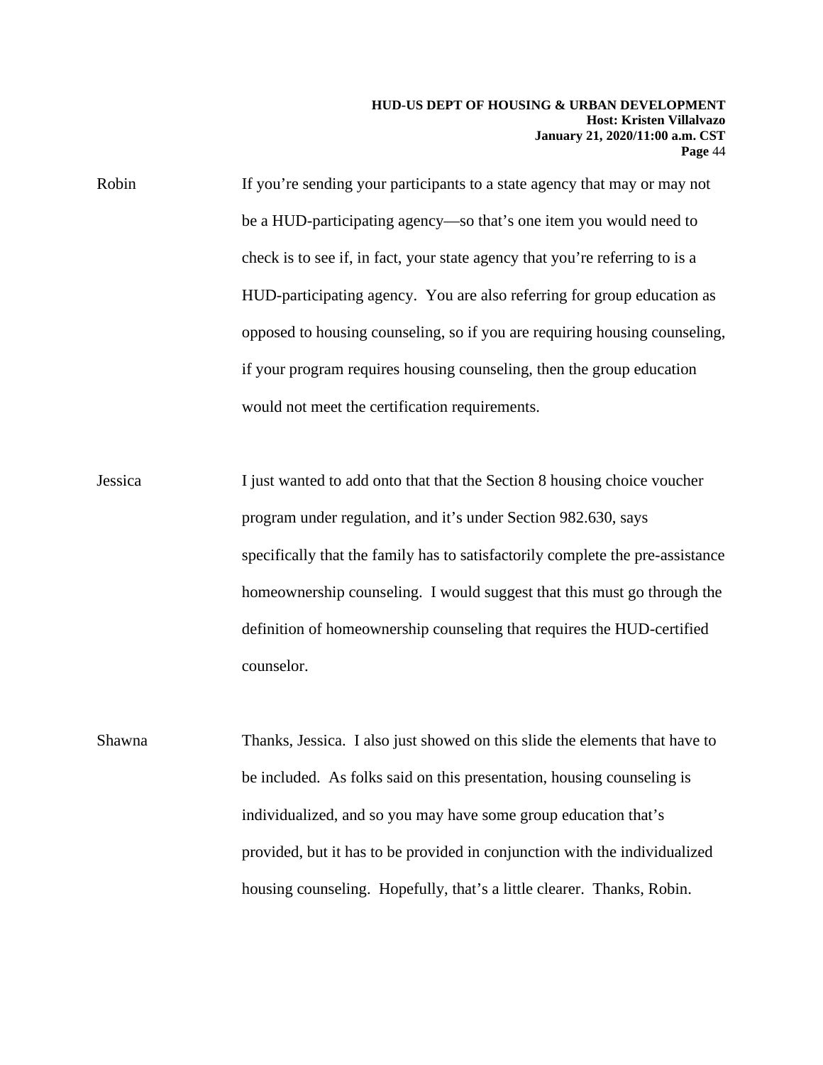Robin If you're sending your participants to a state agency that may or may not be a HUD-participating agency—so that's one item you would need to check is to see if, in fact, your state agency that you're referring to is a HUD-participating agency. You are also referring for group education as opposed to housing counseling, so if you are requiring housing counseling, if your program requires housing counseling, then the group education would not meet the certification requirements.

Jessica I just wanted to add onto that that the Section 8 housing choice voucher program under regulation, and it's under Section 982.630, says specifically that the family has to satisfactorily complete the pre-assistance homeownership counseling. I would suggest that this must go through the definition of homeownership counseling that requires the HUD-certified counselor.

Shawna Thanks, Jessica. I also just showed on this slide the elements that have to be included. As folks said on this presentation, housing counseling is individualized, and so you may have some group education that's provided, but it has to be provided in conjunction with the individualized housing counseling. Hopefully, that's a little clearer. Thanks, Robin.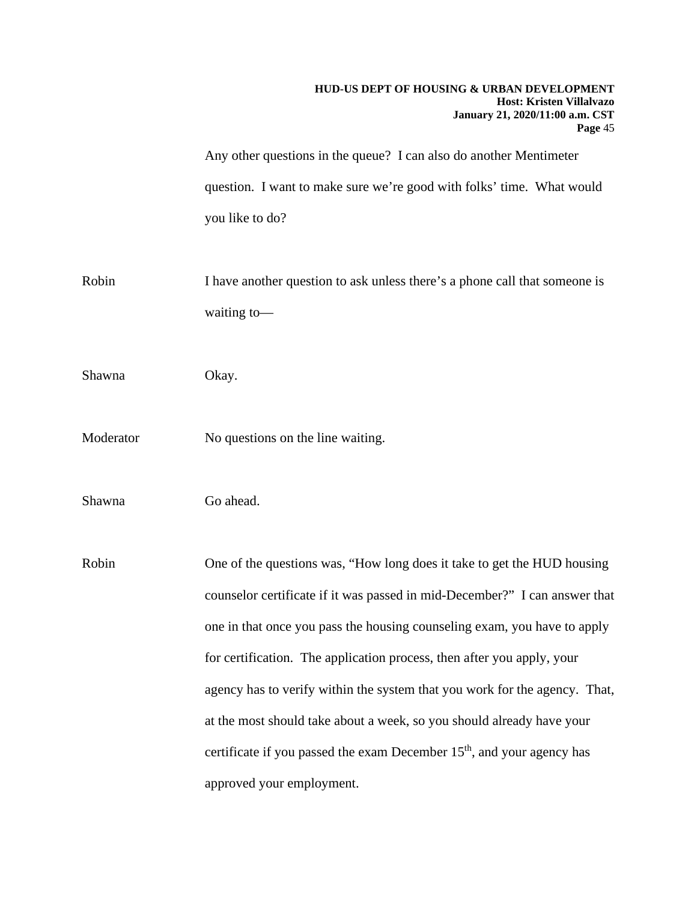Any other questions in the queue? I can also do another Mentimeter question. I want to make sure we're good with folks' time. What would you like to do?

Robin I have another question to ask unless there's a phone call that someone is waiting to—

Shawna Okay.

Moderator No questions on the line waiting.

Shawna Go ahead.

Robin One of the questions was, "How long does it take to get the HUD housing counselor certificate if it was passed in mid-December?" I can answer that one in that once you pass the housing counseling exam, you have to apply for certification. The application process, then after you apply, your agency has to verify within the system that you work for the agency. That, at the most should take about a week, so you should already have your certificate if you passed the exam December 15th, and your agency has approved your employment.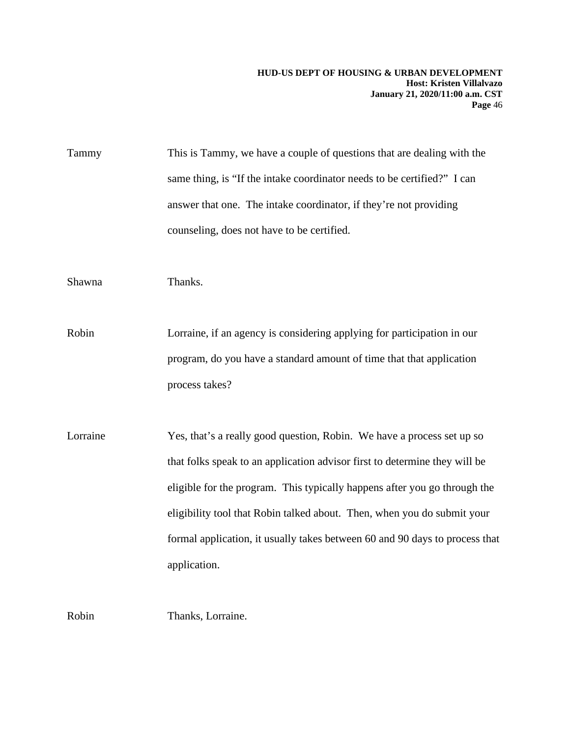Tammy	This is Tammy, we have a couple of questions that are dealing with the same thing, is "If the intake coordinator needs to be certified?" I can answer that one. The intake coordinator, if they're not providing counseling, does not have to be certified.

Shawna	Thanks.

Robin	Lorraine, if an agency is considering applying for participation in our program, do you have a standard amount of time that that application process takes?

Lorraine	Yes, that's a really good question, Robin. We have a process set up so that folks speak to an application advisor first to determine they will be eligible for the program. This typically happens after you go through the eligibility tool that Robin talked about. Then, when you do submit your formal application, it usually takes between 60 and 90 days to process that application.

Robin	Thanks, Lorraine.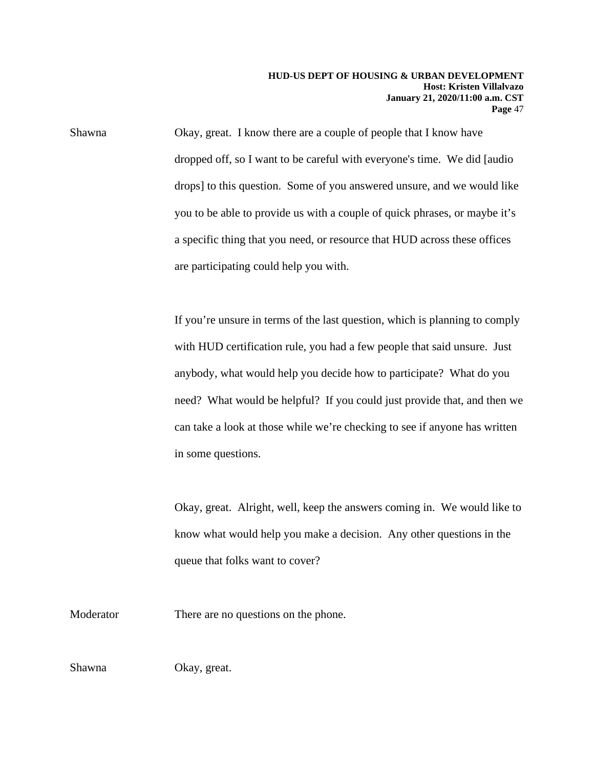Shawna Okay, great. I know there are a couple of people that I know have dropped off, so I want to be careful with everyone's time. We did [audio drops] to this question. Some of you answered unsure, and we would like you to be able to provide us with a couple of quick phrases, or maybe it's a specific thing that you need, or resource that HUD across these offices are participating could help you with.

If you're unsure in terms of the last question, which is planning to comply with HUD certification rule, you had a few people that said unsure. Just anybody, what would help you decide how to participate? What do you need? What would be helpful? If you could just provide that, and then we can take a look at those while we're checking to see if anyone has written in some questions.

Okay, great. Alright, well, keep the answers coming in. We would like to know what would help you make a decision. Any other questions in the queue that folks want to cover?

Moderator There are no questions on the phone.

Shawna Okay, great.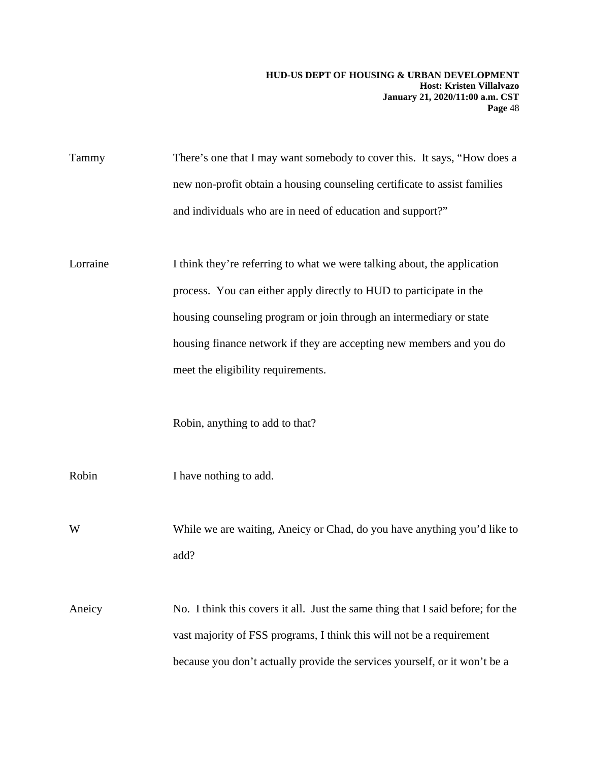Tammy There's one that I may want somebody to cover this. It says, "How does a new non-profit obtain a housing counseling certificate to assist families and individuals who are in need of education and support?"

Lorraine I think they're referring to what we were talking about, the application process. You can either apply directly to HUD to participate in the housing counseling program or join through an intermediary or state housing finance network if they are accepting new members and you do meet the eligibility requirements.

Robin, anything to add to that?

Robin I have nothing to add.

W While we are waiting, Aneicy or Chad, do you have anything you'd like to add?

Aneicy No. I think this covers it all. Just the same thing that I said before; for the vast majority of FSS programs, I think this will not be a requirement because you don't actually provide the services yourself, or it won't be a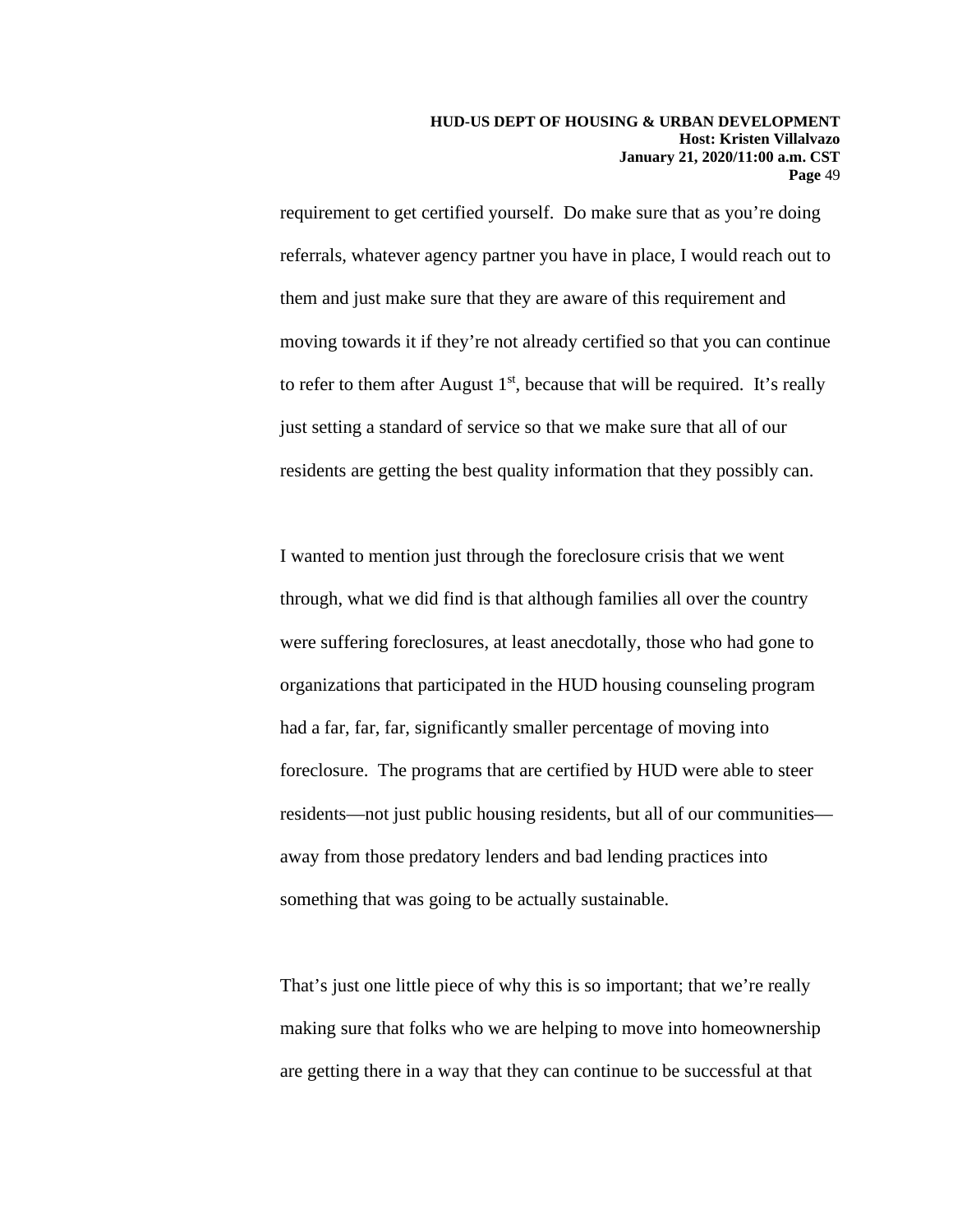requirement to get certified yourself. Do make sure that as you're doing referrals, whatever agency partner you have in place, I would reach out to them and just make sure that they are aware of this requirement and moving towards it if they're not already certified so that you can continue to refer to them after August 1st, because that will be required. It's really just setting a standard of service so that we make sure that all of our residents are getting the best quality information that they possibly can.

I wanted to mention just through the foreclosure crisis that we went through, what we did find is that although families all over the country were suffering foreclosures, at least anecdotally, those who had gone to organizations that participated in the HUD housing counseling program had a far, far, far, significantly smaller percentage of moving into foreclosure. The programs that are certified by HUD were able to steer residents—not just public housing residents, but all of our communities—away from those predatory lenders and bad lending practices into something that was going to be actually sustainable.

That's just one little piece of why this is so important; that we're really making sure that folks who we are helping to move into homeownership are getting there in a way that they can continue to be successful at that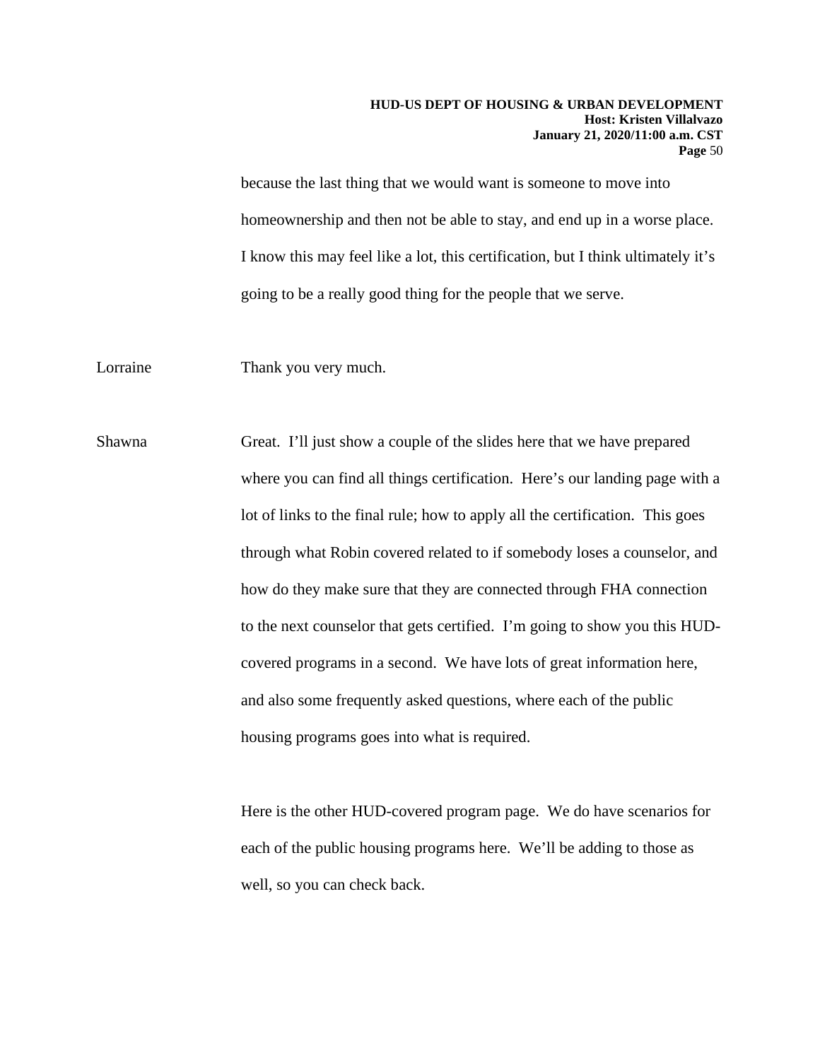because the last thing that we would want is someone to move into homeownership and then not be able to stay, and end up in a worse place. I know this may feel like a lot, this certification, but I think ultimately it's going to be a really good thing for the people that we serve.

Lorraine Thank you very much.

Shawna Great. I'll just show a couple of the slides here that we have prepared where you can find all things certification. Here's our landing page with a lot of links to the final rule; how to apply all the certification. This goes through what Robin covered related to if somebody loses a counselor, and how do they make sure that they are connected through FHA connection to the next counselor that gets certified. I'm going to show you this HUD-covered programs in a second. We have lots of great information here, and also some frequently asked questions, where each of the public housing programs goes into what is required.

Here is the other HUD-covered program page. We do have scenarios for each of the public housing programs here. We'll be adding to those as well, so you can check back.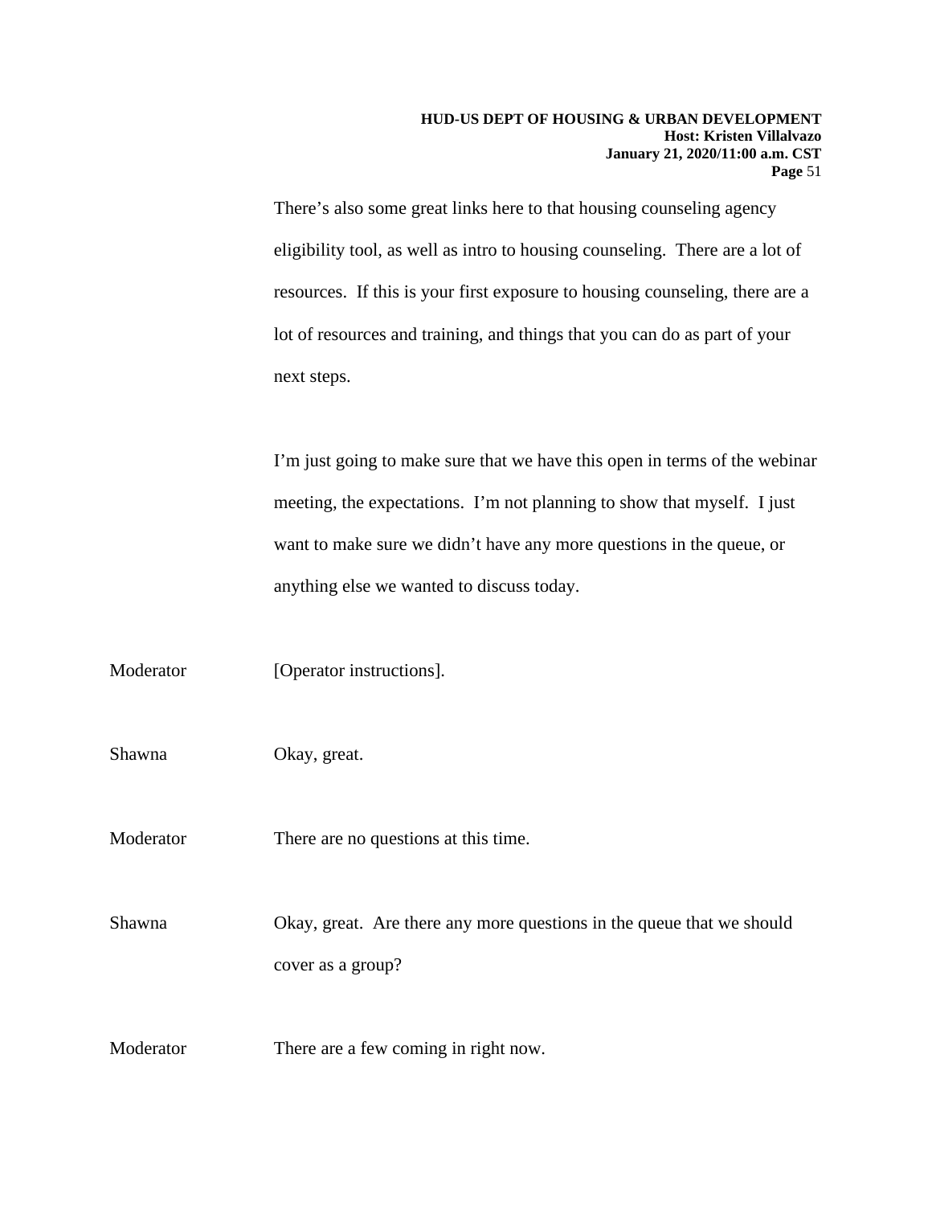There's also some great links here to that housing counseling agency eligibility tool, as well as intro to housing counseling. There are a lot of resources. If this is your first exposure to housing counseling, there are a lot of resources and training, and things that you can do as part of your next steps.

I'm just going to make sure that we have this open in terms of the webinar meeting, the expectations. I'm not planning to show that myself. I just want to make sure we didn't have any more questions in the queue, or anything else we wanted to discuss today.

Moderator [Operator instructions].

Shawna Okay, great.

Moderator There are no questions at this time.

Shawna Okay, great. Are there any more questions in the queue that we should cover as a group?

Moderator There are a few coming in right now.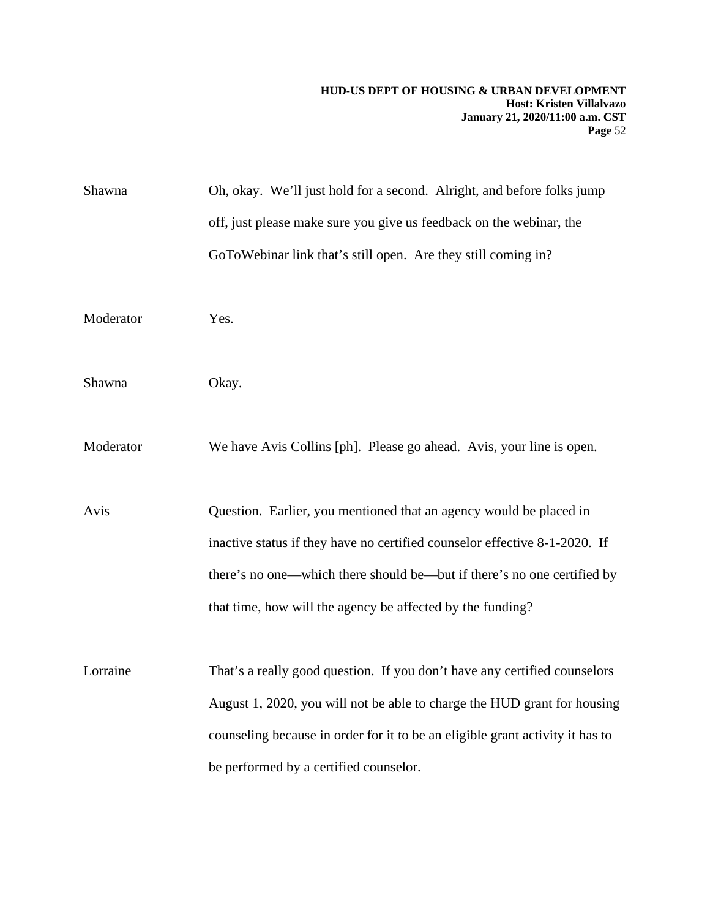Shawna: Oh, okay. We'll just hold for a second. Alright, and before folks jump off, just please make sure you give us feedback on the webinar, the GoToWebinar link that's still open. Are they still coming in?

Moderator: Yes.

Shawna: Okay.

Moderator: We have Avis Collins [ph]. Please go ahead. Avis, your line is open.

Avis: Question. Earlier, you mentioned that an agency would be placed in inactive status if they have no certified counselor effective 8-1-2020. If there's no one—which there should be—but if there's no one certified by that time, how will the agency be affected by the funding?

Lorraine: That's a really good question. If you don't have any certified counselors August 1, 2020, you will not be able to charge the HUD grant for housing counseling because in order for it to be an eligible grant activity it has to be performed by a certified counselor.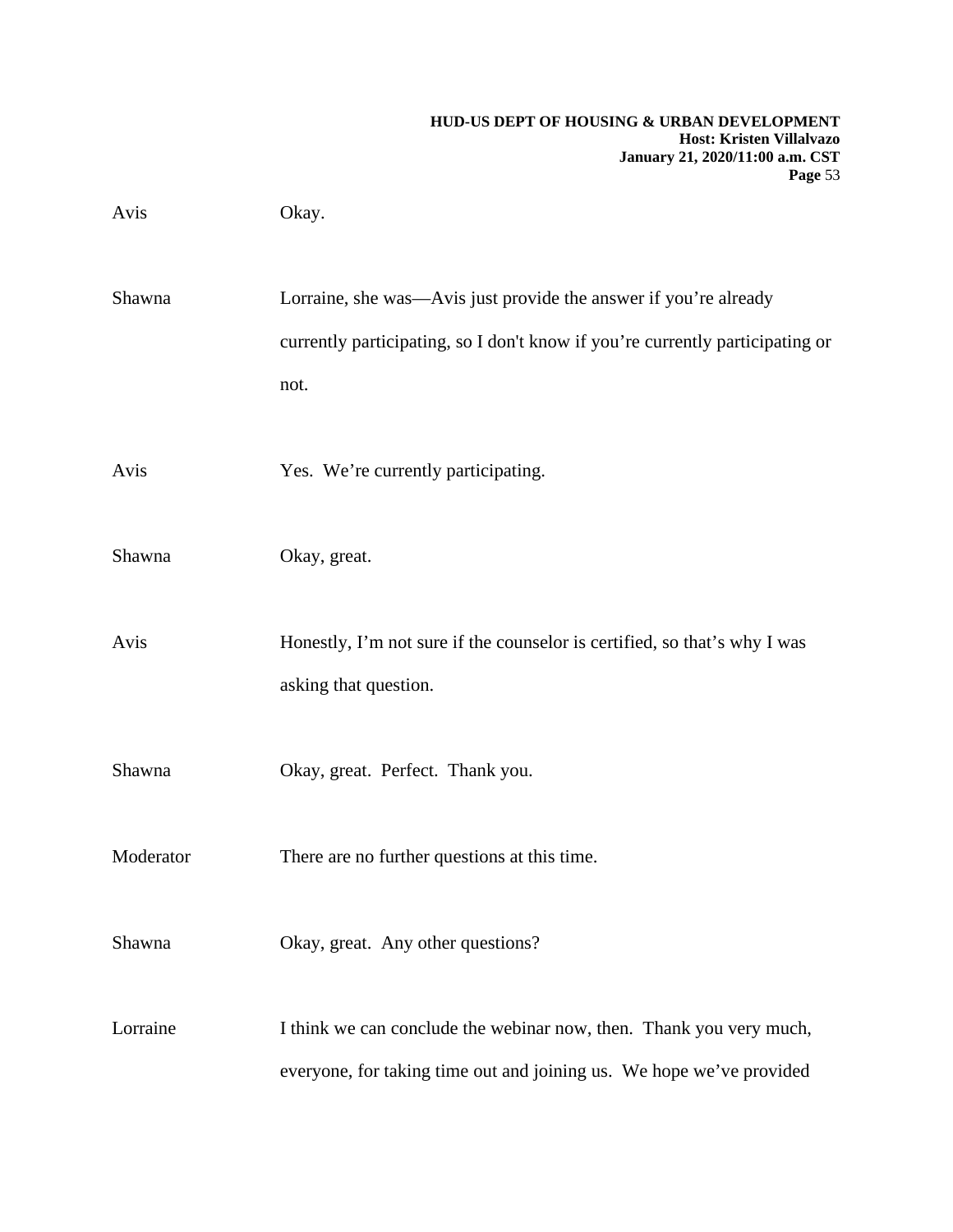Avis Okay.

Shawna Lorraine, she was—Avis just provide the answer if you're already currently participating, so I don't know if you're currently participating or not.

Avis Yes. We're currently participating.

Shawna Okay, great.

Avis Honestly, I'm not sure if the counselor is certified, so that's why I was asking that question.

Shawna Okay, great. Perfect. Thank you.

Moderator There are no further questions at this time.

Shawna Okay, great. Any other questions?

Lorraine I think we can conclude the webinar now, then. Thank you very much, everyone, for taking time out and joining us. We hope we've provided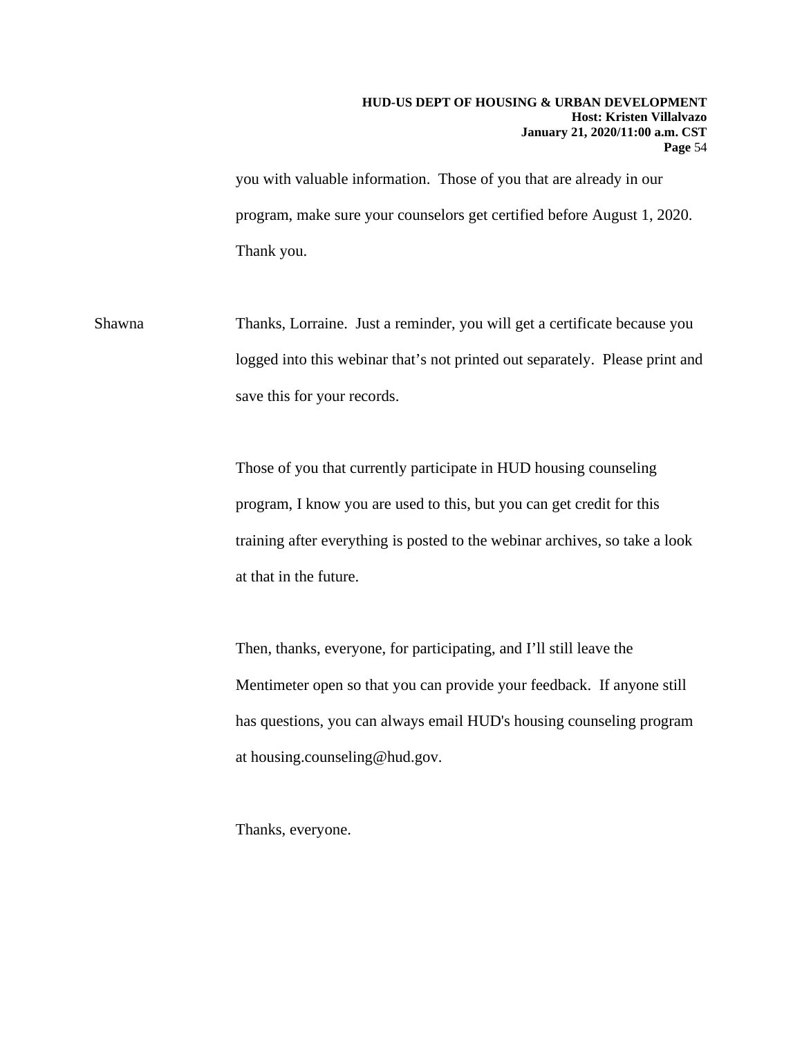you with valuable information. Those of you that are already in our program, make sure your counselors get certified before August 1, 2020. Thank you.

Shawna: Thanks, Lorraine. Just a reminder, you will get a certificate because you logged into this webinar that's not printed out separately. Please print and save this for your records.

Those of you that currently participate in HUD housing counseling program, I know you are used to this, but you can get credit for this training after everything is posted to the webinar archives, so take a look at that in the future.

Then, thanks, everyone, for participating, and I'll still leave the Mentimeter open so that you can provide your feedback. If anyone still has questions, you can always email HUD's housing counseling program at housing.counseling@hud.gov.

Thanks, everyone.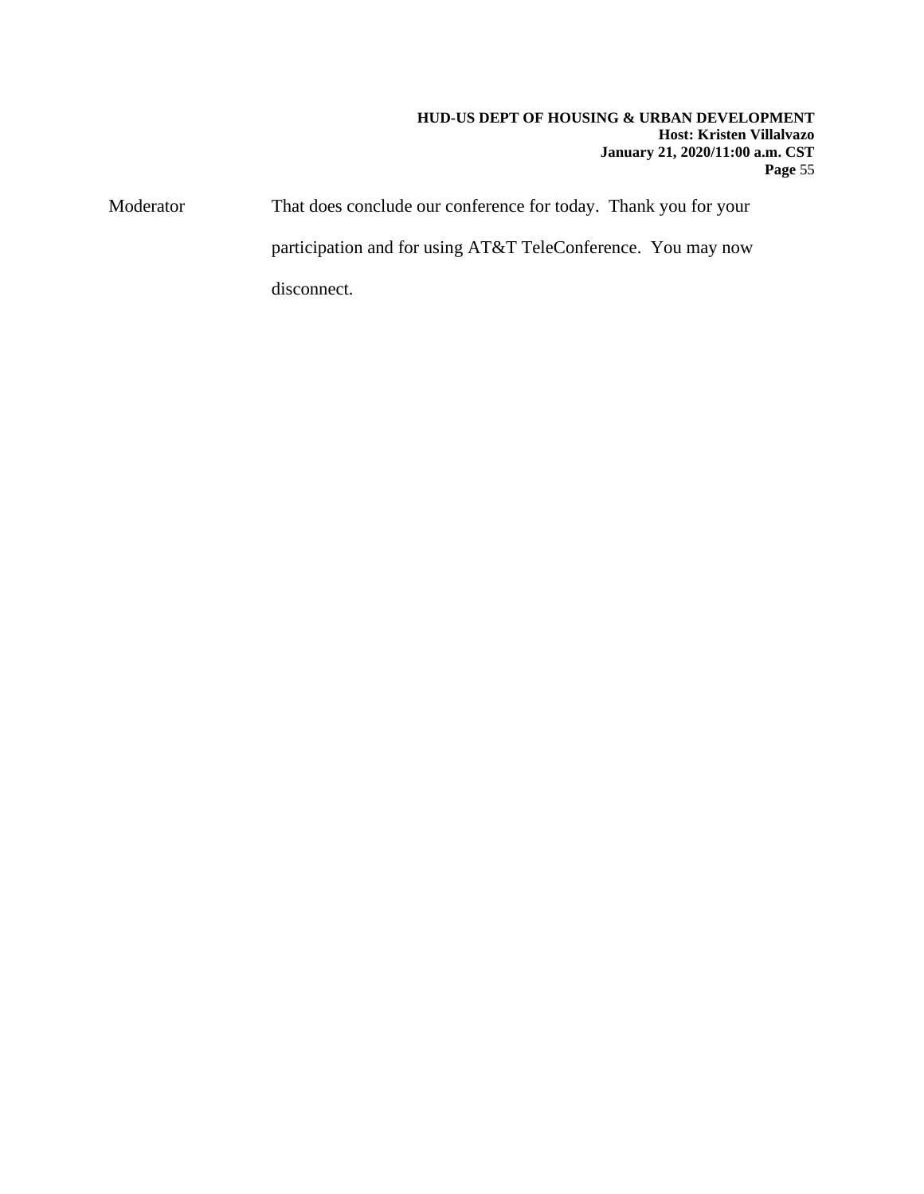Moderator That does conclude our conference for today. Thank you for your participation and for using AT&T TeleConference. You may now disconnect.